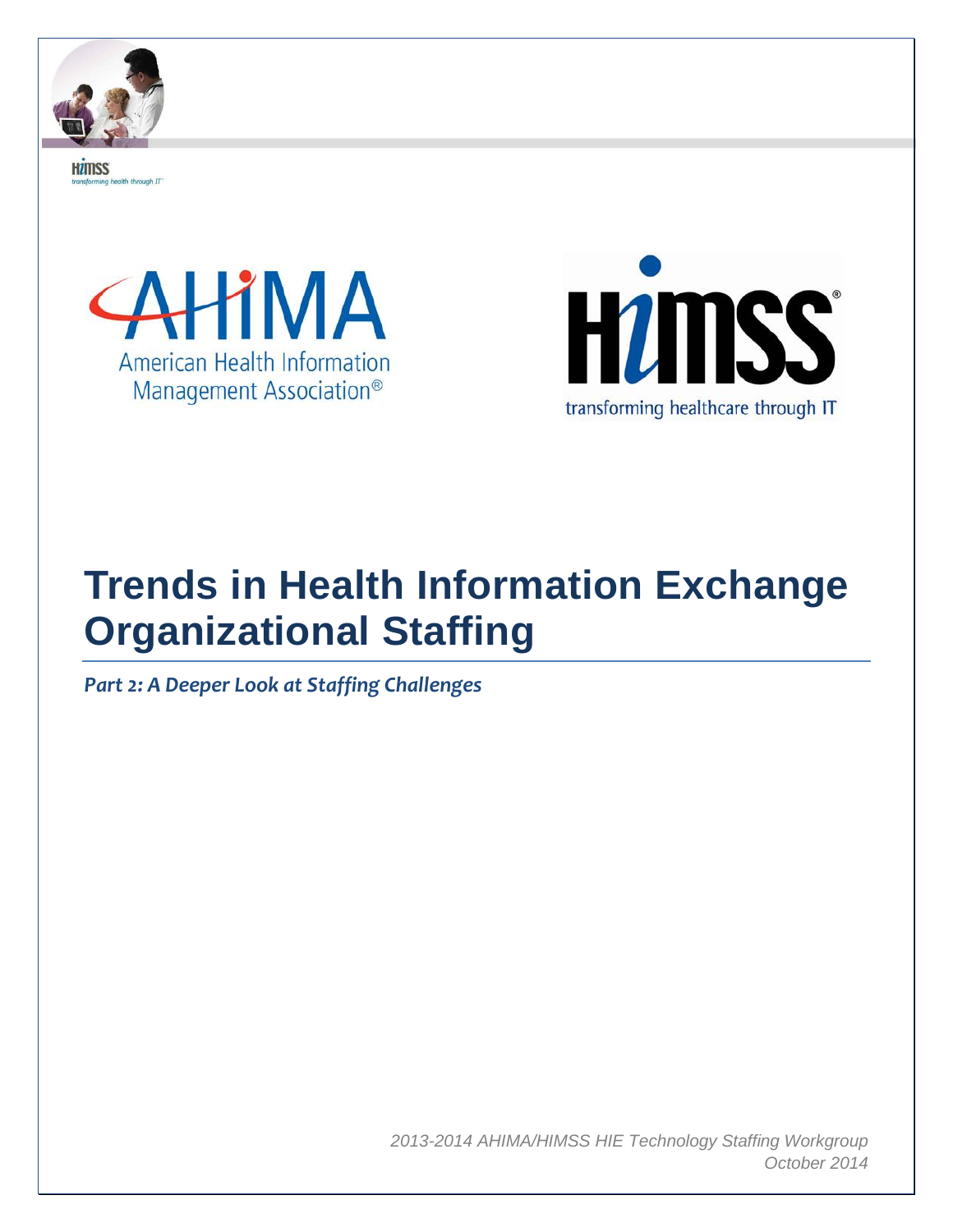# Trends in Health Information Exchange Organizational Staffing

***Part 2: A Deeper Look at Staffing Challenges***

*2013-2014 AHIMA/HIMSS HIE Technology Staffing Workgroup*
*October 2014*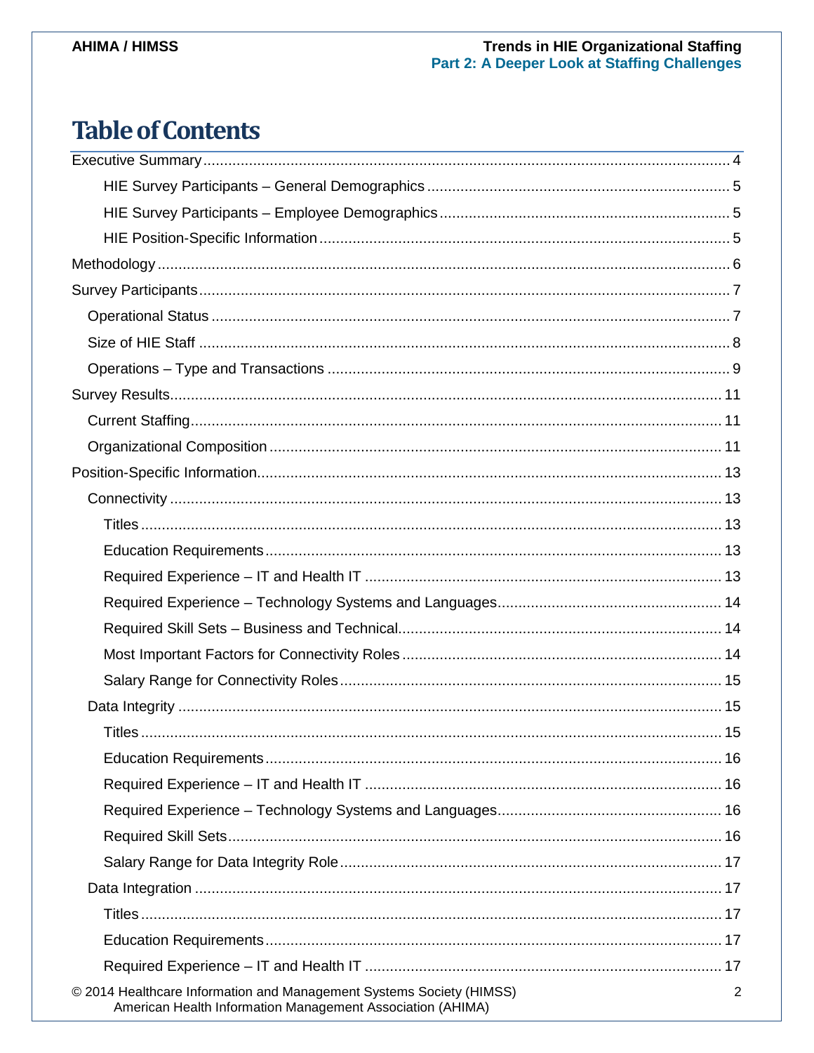# Table of Contents

Executive Summary .... 4

- HIE Survey Participants – General Demographics .... 5
- HIE Survey Participants – Employee Demographics .... 5
- HIE Position-Specific Information .... 5

Methodology .... 6

Survey Participants .... 7

- Operational Status .... 7
- Size of HIE Staff .... 8
- Operations – Type and Transactions .... 9

Survey Results .... 11

- Current Staffing .... 11
- Organizational Composition .... 11

Position-Specific Information .... 13

- Connectivity .... 13
  - Titles .... 13
  - Education Requirements .... 13
  - Required Experience – IT and Health IT .... 13
  - Required Experience – Technology Systems and Languages .... 14
  - Required Skill Sets – Business and Technical .... 14
  - Most Important Factors for Connectivity Roles .... 14
  - Salary Range for Connectivity Roles .... 15
- Data Integrity .... 15
  - Titles .... 15
  - Education Requirements .... 16
  - Required Experience – IT and Health IT .... 16
  - Required Experience – Technology Systems and Languages .... 16
  - Required Skill Sets .... 16
  - Salary Range for Data Integrity Role .... 17
- Data Integration .... 17
  - Titles .... 17
  - Education Requirements .... 17
  - Required Experience – IT and Health IT .... 17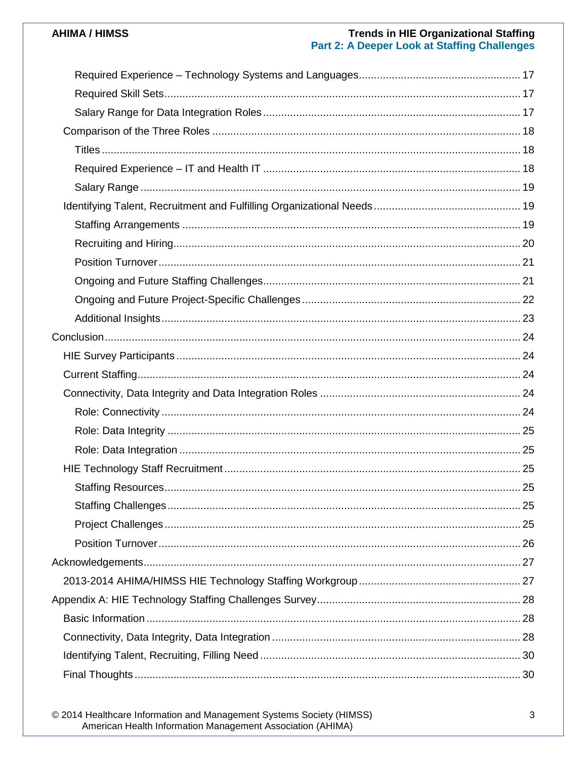- Required Experience – Technology Systems and Languages ..... 17
- Required Skill Sets ..... 17
- Salary Range for Data Integration Roles ..... 17

Comparison of the Three Roles ..... 18

- Titles ..... 18
- Required Experience – IT and Health IT ..... 18
- Salary Range ..... 19

Identifying Talent, Recruitment and Fulfilling Organizational Needs ..... 19

- Staffing Arrangements ..... 19
- Recruiting and Hiring ..... 20
- Position Turnover ..... 21
- Ongoing and Future Staffing Challenges ..... 21
- Ongoing and Future Project-Specific Challenges ..... 22
- Additional Insights ..... 23

Conclusion ..... 24

HIE Survey Participants ..... 24

Current Staffing ..... 24

Connectivity, Data Integrity and Data Integration Roles ..... 24

- Role: Connectivity ..... 24
- Role: Data Integrity ..... 25
- Role: Data Integration ..... 25

HIE Technology Staff Recruitment ..... 25

- Staffing Resources ..... 25
- Staffing Challenges ..... 25
- Project Challenges ..... 25
- Position Turnover ..... 26

Acknowledgements ..... 27

2013-2014 AHIMA/HIMSS HIE Technology Staffing Workgroup ..... 27

Appendix A: HIE Technology Staffing Challenges Survey ..... 28

Basic Information ..... 28

Connectivity, Data Integrity, Data Integration ..... 28

Identifying Talent, Recruiting, Filling Need ..... 30

Final Thoughts ..... 30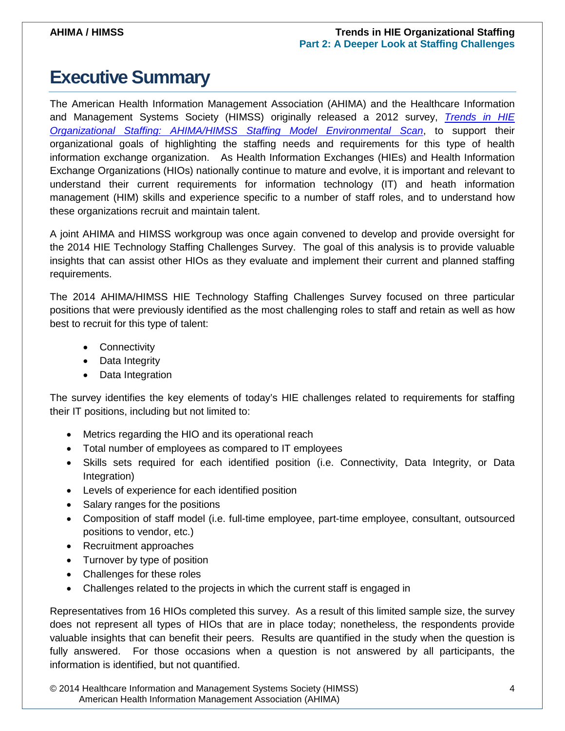# Executive Summary

The American Health Information Management Association (AHIMA) and the Healthcare Information and Management Systems Society (HIMSS) originally released a 2012 survey, *Trends in HIE Organizational Staffing: AHIMA/HIMSS Staffing Model Environmental Scan*, to support their organizational goals of highlighting the staffing needs and requirements for this type of health information exchange organization. As Health Information Exchanges (HIEs) and Health Information Exchange Organizations (HIOs) nationally continue to mature and evolve, it is important and relevant to understand their current requirements for information technology (IT) and heath information management (HIM) skills and experience specific to a number of staff roles, and to understand how these organizations recruit and maintain talent.

A joint AHIMA and HIMSS workgroup was once again convened to develop and provide oversight for the 2014 HIE Technology Staffing Challenges Survey. The goal of this analysis is to provide valuable insights that can assist other HIOs as they evaluate and implement their current and planned staffing requirements.

The 2014 AHIMA/HIMSS HIE Technology Staffing Challenges Survey focused on three particular positions that were previously identified as the most challenging roles to staff and retain as well as how best to recruit for this type of talent:

- Connectivity
- Data Integrity
- Data Integration

The survey identifies the key elements of today's HIE challenges related to requirements for staffing their IT positions, including but not limited to:

- Metrics regarding the HIO and its operational reach
- Total number of employees as compared to IT employees
- Skills sets required for each identified position (i.e. Connectivity, Data Integrity, or Data Integration)
- Levels of experience for each identified position
- Salary ranges for the positions
- Composition of staff model (i.e. full-time employee, part-time employee, consultant, outsourced positions to vendor, etc.)
- Recruitment approaches
- Turnover by type of position
- Challenges for these roles
- Challenges related to the projects in which the current staff is engaged in

Representatives from 16 HIOs completed this survey. As a result of this limited sample size, the survey does not represent all types of HIOs that are in place today; nonetheless, the respondents provide valuable insights that can benefit their peers. Results are quantified in the study when the question is fully answered. For those occasions when a question is not answered by all participants, the information is identified, but not quantified.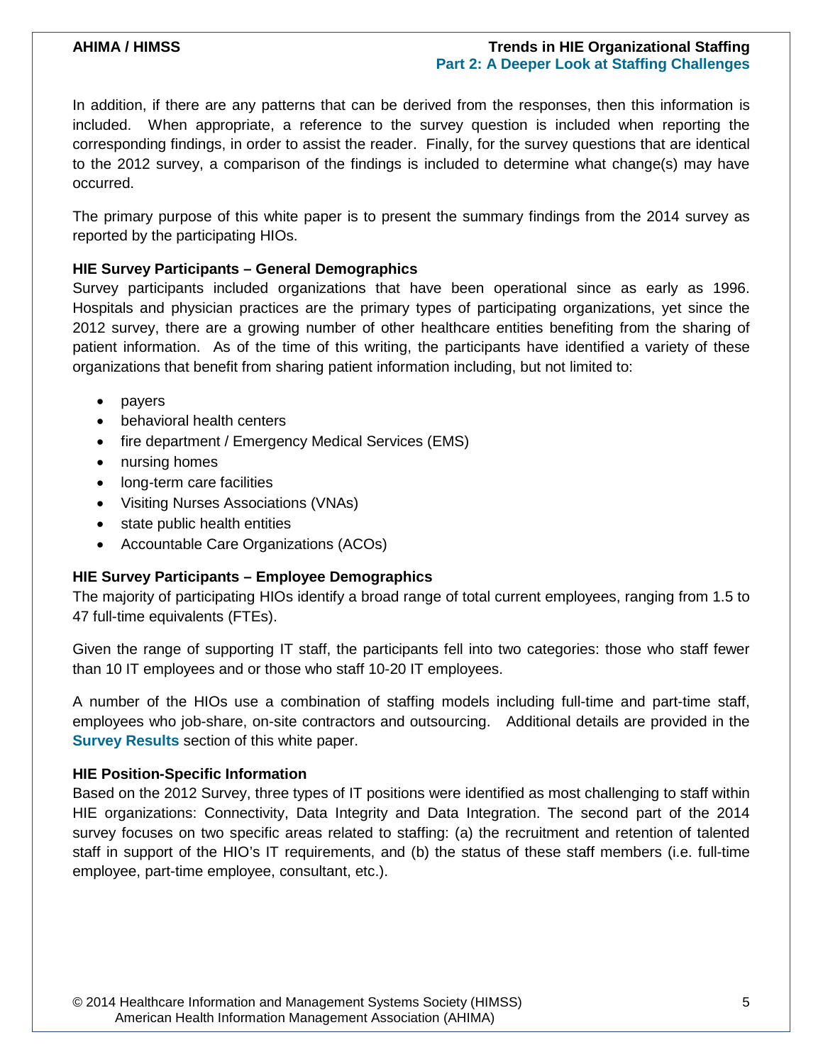In addition, if there are any patterns that can be derived from the responses, then this information is included. When appropriate, a reference to the survey question is included when reporting the corresponding findings, in order to assist the reader. Finally, for the survey questions that are identical to the 2012 survey, a comparison of the findings is included to determine what change(s) may have occurred.

The primary purpose of this white paper is to present the summary findings from the 2014 survey as reported by the participating HIOs.

**HIE Survey Participants – General Demographics**

Survey participants included organizations that have been operational since as early as 1996. Hospitals and physician practices are the primary types of participating organizations, yet since the 2012 survey, there are a growing number of other healthcare entities benefiting from the sharing of patient information. As of the time of this writing, the participants have identified a variety of these organizations that benefit from sharing patient information including, but not limited to:

- payers
- behavioral health centers
- fire department / Emergency Medical Services (EMS)
- nursing homes
- long-term care facilities
- Visiting Nurses Associations (VNAs)
- state public health entities
- Accountable Care Organizations (ACOs)

**HIE Survey Participants – Employee Demographics**

The majority of participating HIOs identify a broad range of total current employees, ranging from 1.5 to 47 full-time equivalents (FTEs).

Given the range of supporting IT staff, the participants fell into two categories: those who staff fewer than 10 IT employees and or those who staff 10-20 IT employees.

A number of the HIOs use a combination of staffing models including full-time and part-time staff, employees who job-share, on-site contractors and outsourcing. Additional details are provided in the **Survey Results** section of this white paper.

**HIE Position-Specific Information**

Based on the 2012 Survey, three types of IT positions were identified as most challenging to staff within HIE organizations: Connectivity, Data Integrity and Data Integration. The second part of the 2014 survey focuses on two specific areas related to staffing: (a) the recruitment and retention of talented staff in support of the HIO's IT requirements, and (b) the status of these staff members (i.e. full-time employee, part-time employee, consultant, etc.).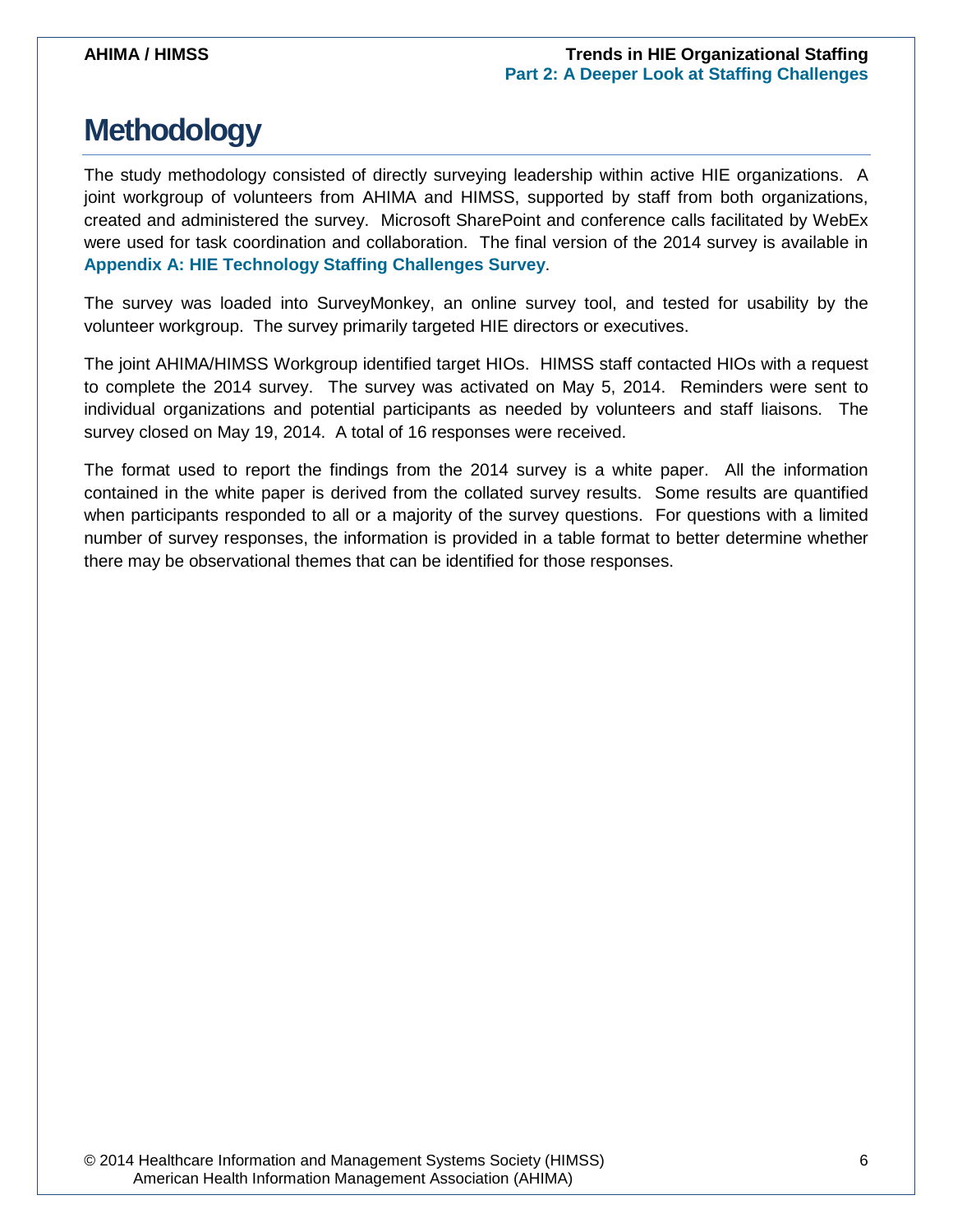# Methodology

The study methodology consisted of directly surveying leadership within active HIE organizations. A joint workgroup of volunteers from AHIMA and HIMSS, supported by staff from both organizations, created and administered the survey. Microsoft SharePoint and conference calls facilitated by WebEx were used for task coordination and collaboration. The final version of the 2014 survey is available in **Appendix A: HIE Technology Staffing Challenges Survey**.

The survey was loaded into SurveyMonkey, an online survey tool, and tested for usability by the volunteer workgroup. The survey primarily targeted HIE directors or executives.

The joint AHIMA/HIMSS Workgroup identified target HIOs. HIMSS staff contacted HIOs with a request to complete the 2014 survey. The survey was activated on May 5, 2014. Reminders were sent to individual organizations and potential participants as needed by volunteers and staff liaisons. The survey closed on May 19, 2014. A total of 16 responses were received.

The format used to report the findings from the 2014 survey is a white paper. All the information contained in the white paper is derived from the collated survey results. Some results are quantified when participants responded to all or a majority of the survey questions. For questions with a limited number of survey responses, the information is provided in a table format to better determine whether there may be observational themes that can be identified for those responses.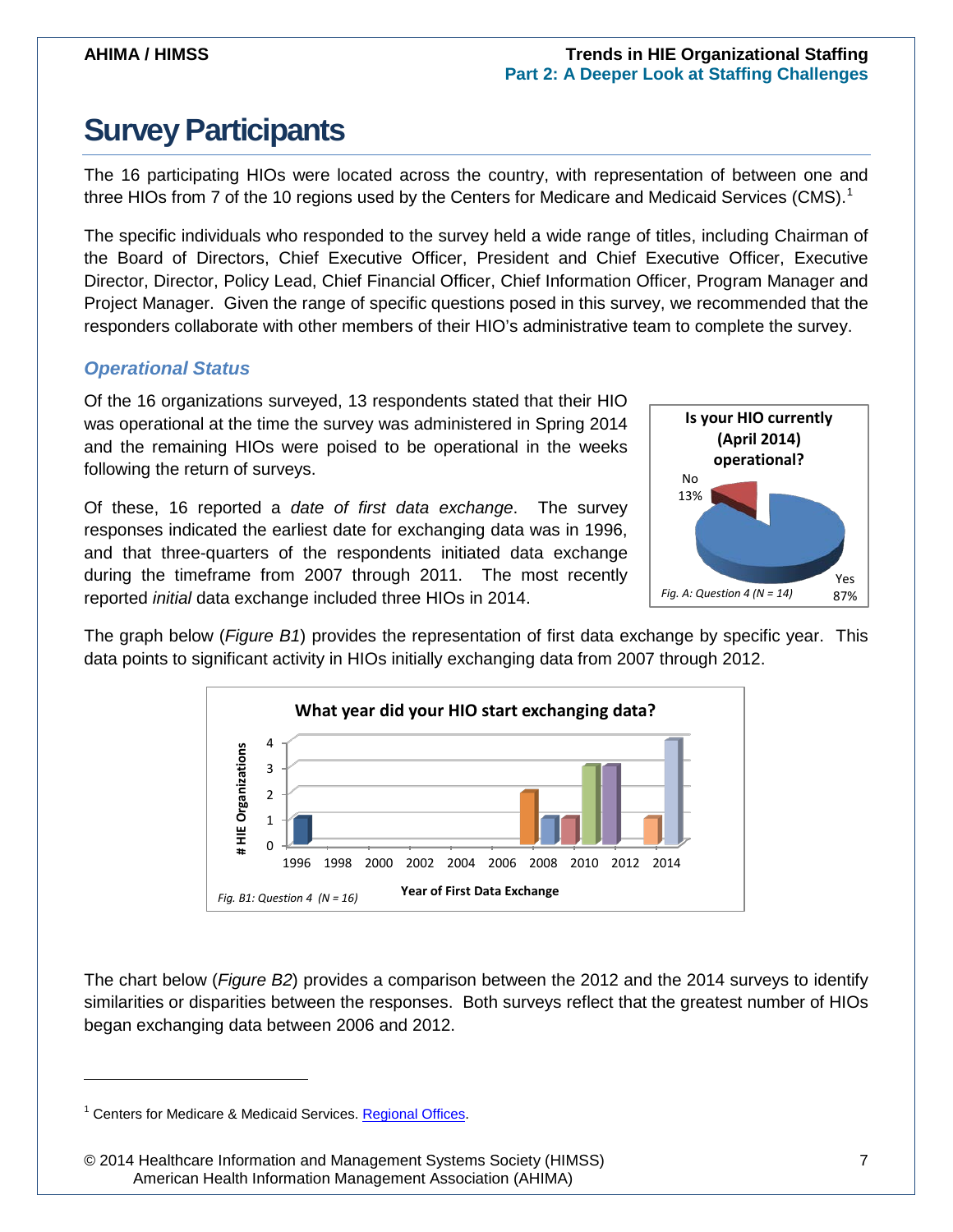# Survey Participants

The 16 participating HIOs were located across the country, with representation of between one and three HIOs from 7 of the 10 regions used by the Centers for Medicare and Medicaid Services (CMS).[1]

The specific individuals who responded to the survey held a wide range of titles, including Chairman of the Board of Directors, Chief Executive Officer, President and Chief Executive Officer, Executive Director, Director, Policy Lead, Chief Financial Officer, Chief Information Officer, Program Manager and Project Manager. Given the range of specific questions posed in this survey, we recommended that the responders collaborate with other members of their HIO's administrative team to complete the survey.

### *Operational Status*

Of the 16 organizations surveyed, 13 respondents stated that their HIO was operational at the time the survey was administered in Spring 2014 and the remaining HIOs were poised to be operational in the weeks following the return of surveys.

Of these, 16 reported a *date of first data exchange*. The survey responses indicated the earliest date for exchanging data was in 1996, and that three-quarters of the respondents initiated data exchange during the timeframe from 2007 through 2011. The most recently reported *initial* data exchange included three HIOs in 2014.

**Is your HIO currently (April 2014) operational?**

| Response | Percent |
|---|---|
| No | 13% |
| Yes | 87% |

*Fig. A: Question 4 (N = 14)*

The graph below (*Figure B1*) provides the representation of first data exchange by specific year. This data points to significant activity in HIOs initially exchanging data from 2007 through 2012.

**What year did your HIO start exchanging data?**

| Year of First Data Exchange | # HIE Organizations |
|---|---|
| 1996 | 1 |
| 2007 | 2 |
| 2008 | 1 |
| 2009 | 1 |
| 2010 | 3 |
| 2011 | 3 |
| 2013 | 1 |
| 2014 | 4 |

*Fig. B1: Question 4 (N = 16)*

The chart below (*Figure B2*) provides a comparison between the 2012 and the 2014 surveys to identify similarities or disparities between the responses. Both surveys reflect that the greatest number of HIOs began exchanging data between 2006 and 2012.

---

[1] Centers for Medicare & Medicaid Services. Regional Offices.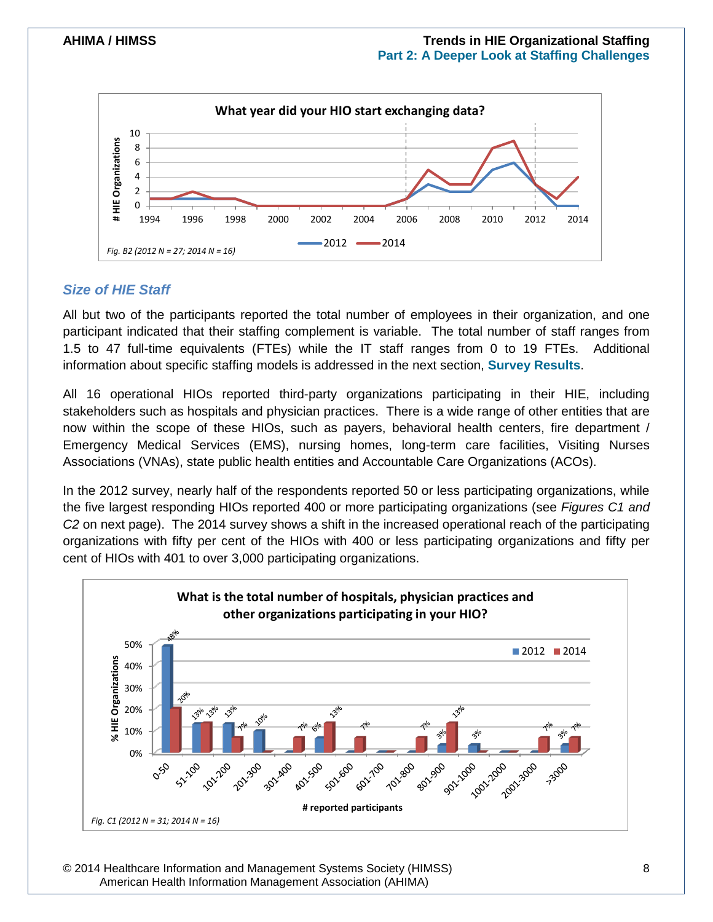**What year did your HIO start exchanging data?**

*Fig. B2 (2012 N = 27; 2014 N = 16)*

### *Size of HIE Staff*

All but two of the participants reported the total number of employees in their organization, and one participant indicated that their staffing complement is variable. The total number of staff ranges from 1.5 to 47 full-time equivalents (FTEs) while the IT staff ranges from 0 to 19 FTEs. Additional information about specific staffing models is addressed in the next section, **Survey Results**.

All 16 operational HIOs reported third-party organizations participating in their HIE, including stakeholders such as hospitals and physician practices. There is a wide range of other entities that are now within the scope of these HIOs, such as payers, behavioral health centers, fire department / Emergency Medical Services (EMS), nursing homes, long-term care facilities, Visiting Nurses Associations (VNAs), state public health entities and Accountable Care Organizations (ACOs).

In the 2012 survey, nearly half of the respondents reported 50 or less participating organizations, while the five largest responding HIOs reported 400 or more participating organizations (see *Figures C1 and C2* on next page). The 2014 survey shows a shift in the increased operational reach of the participating organizations with fifty per cent of the HIOs with 400 or less participating organizations and fifty per cent of HIOs with 401 to over 3,000 participating organizations.

**What is the total number of hospitals, physician practices and other organizations participating in your HIO?**

*Fig. C1 (2012 N = 31; 2014 N = 16)*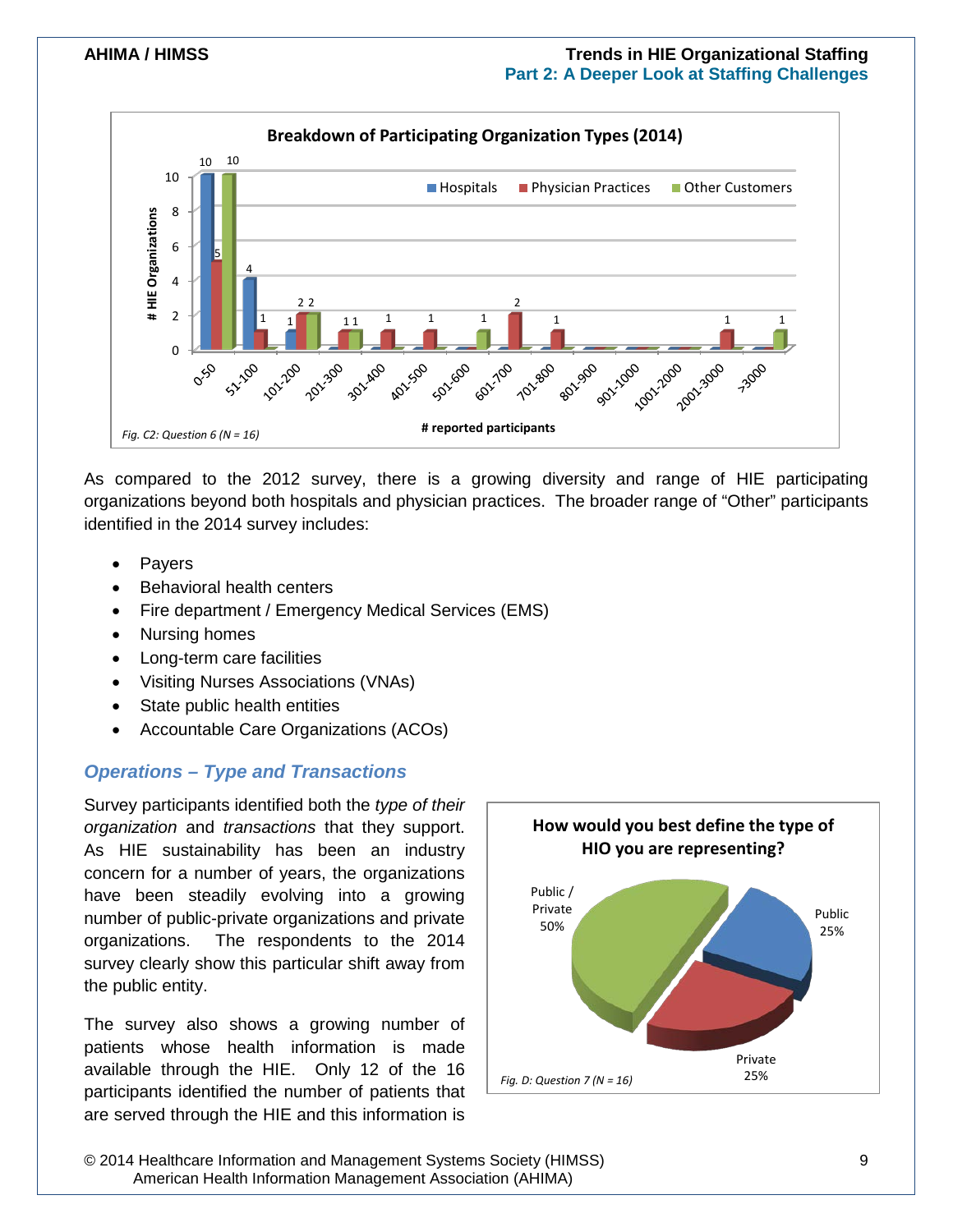**Breakdown of Participating Organization Types (2014)**

| # reported participants | Hospitals | Physician Practices | Other Customers |
|---|---|---|---|
| 0-50 | 10 | 5 | 10 |
| 51-100 | 4 | 1 | |
| 101-200 | 1 | 2 | 2 |
| 201-300 | | 1 | 1 |
| 301-400 | | 1 | |
| 401-500 | | 1 | |
| 501-600 | | | 1 |
| 601-700 | | 2 | |
| 701-800 | | 1 | |
| 801-900 | | | |
| 901-1000 | | | |
| 1001-2000 | | | |
| 2001-3000 | | 1 | |
| >3000 | | | 1 |

*Fig. C2: Question 6 (N = 16)*

As compared to the 2012 survey, there is a growing diversity and range of HIE participating organizations beyond both hospitals and physician practices. The broader range of "Other" participants identified in the 2014 survey includes:

- Payers
- Behavioral health centers
- Fire department / Emergency Medical Services (EMS)
- Nursing homes
- Long-term care facilities
- Visiting Nurses Associations (VNAs)
- State public health entities
- Accountable Care Organizations (ACOs)

### *Operations – Type and Transactions*

Survey participants identified both the *type of their organization* and *transactions* that they support. As HIE sustainability has been an industry concern for a number of years, the organizations have been steadily evolving into a growing number of public-private organizations and private organizations. The respondents to the 2014 survey clearly show this particular shift away from the public entity.

**How would you best define the type of HIO you are representing?**

| Type | Percentage |
|---|---|
| Public / Private | 50% |
| Public | 25% |
| Private | 25% |

*Fig. D: Question 7 (N = 16)*

The survey also shows a growing number of patients whose health information is made available through the HIE. Only 12 of the 16 participants identified the number of patients that are served through the HIE and this information is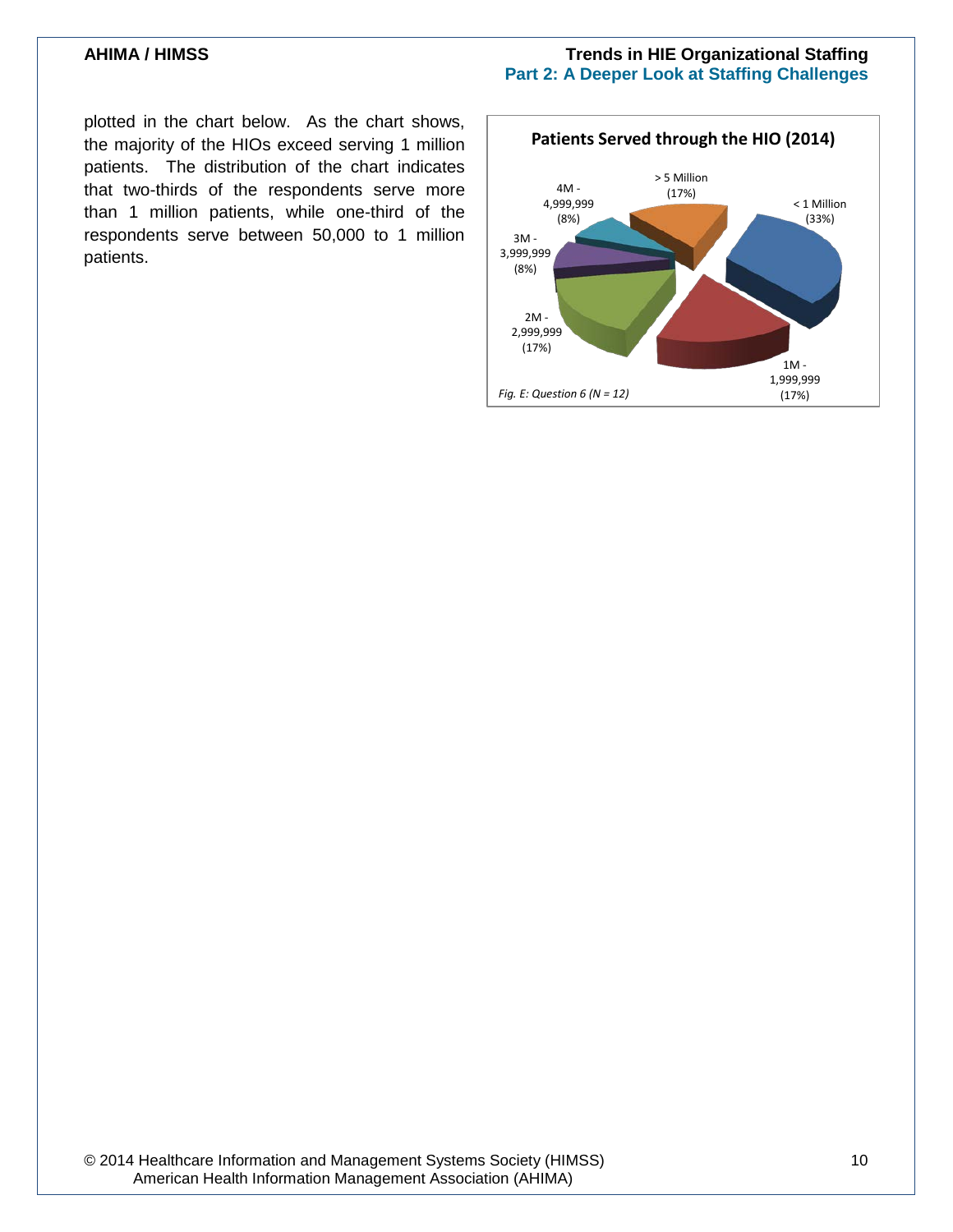plotted in the chart below. As the chart shows, the majority of the HIOs exceed serving 1 million patients. The distribution of the chart indicates that two-thirds of the respondents serve more than 1 million patients, while one-third of the respondents serve between 50,000 to 1 million patients.

**Patients Served through the HIO (2014)**

| Patients Served | Percentage |
| --- | --- |
| < 1 Million | (33%) |
| 1M - 1,999,999 | (17%) |
| 2M - 2,999,999 | (17%) |
| 3M - 3,999,999 | (8%) |
| 4M - 4,999,999 | (8%) |
| > 5 Million | (17%) |

*Fig. E: Question 6 (N = 12)*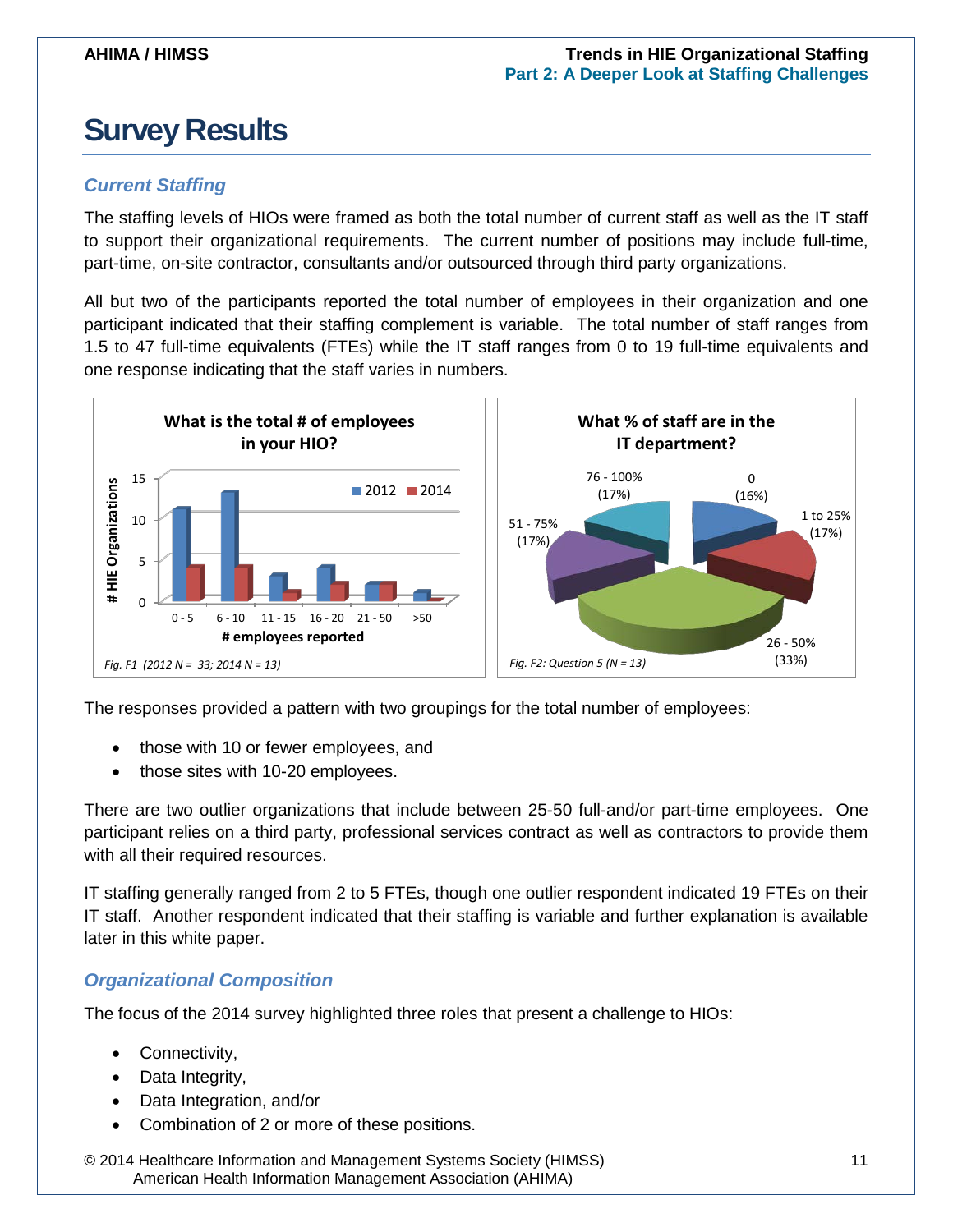# Survey Results

### *Current Staffing*

The staffing levels of HIOs were framed as both the total number of current staff as well as the IT staff to support their organizational requirements. The current number of positions may include full-time, part-time, on-site contractor, consultants and/or outsourced through third party organizations.

All but two of the participants reported the total number of employees in their organization and one participant indicated that their staffing complement is variable. The total number of staff ranges from 1.5 to 47 full-time equivalents (FTEs) while the IT staff ranges from 0 to 19 full-time equivalents and one response indicating that the staff varies in numbers.

**What is the total # of employees in your HIO?**

| # employees reported | 2012 | 2014 |
| --- | --- | --- |
| 0 - 5 | 11 | 4 |
| 6 - 10 | 13 | 4 |
| 11 - 15 | 3 | 1 |
| 16 - 20 | 4 | 2 |
| 21 - 50 | 2 | 2 |
| >50 | 1 | 0 |

*Fig. F1 (2012 N = 33; 2014 N = 13)*

**What % of staff are in the IT department?**

| % of staff in IT | Share |
| --- | --- |
| 0 | 16% |
| 1 to 25% | 17% |
| 26 - 50% | 33% |
| 51 - 75% | 17% |
| 76 - 100% | 17% |

*Fig. F2: Question 5 (N = 13)*

The responses provided a pattern with two groupings for the total number of employees:

- those with 10 or fewer employees, and
- those sites with 10-20 employees.

There are two outlier organizations that include between 25-50 full-and/or part-time employees. One participant relies on a third party, professional services contract as well as contractors to provide them with all their required resources.

IT staffing generally ranged from 2 to 5 FTEs, though one outlier respondent indicated 19 FTEs on their IT staff. Another respondent indicated that their staffing is variable and further explanation is available later in this white paper.

### *Organizational Composition*

The focus of the 2014 survey highlighted three roles that present a challenge to HIOs:

- Connectivity,
- Data Integrity,
- Data Integration, and/or
- Combination of 2 or more of these positions.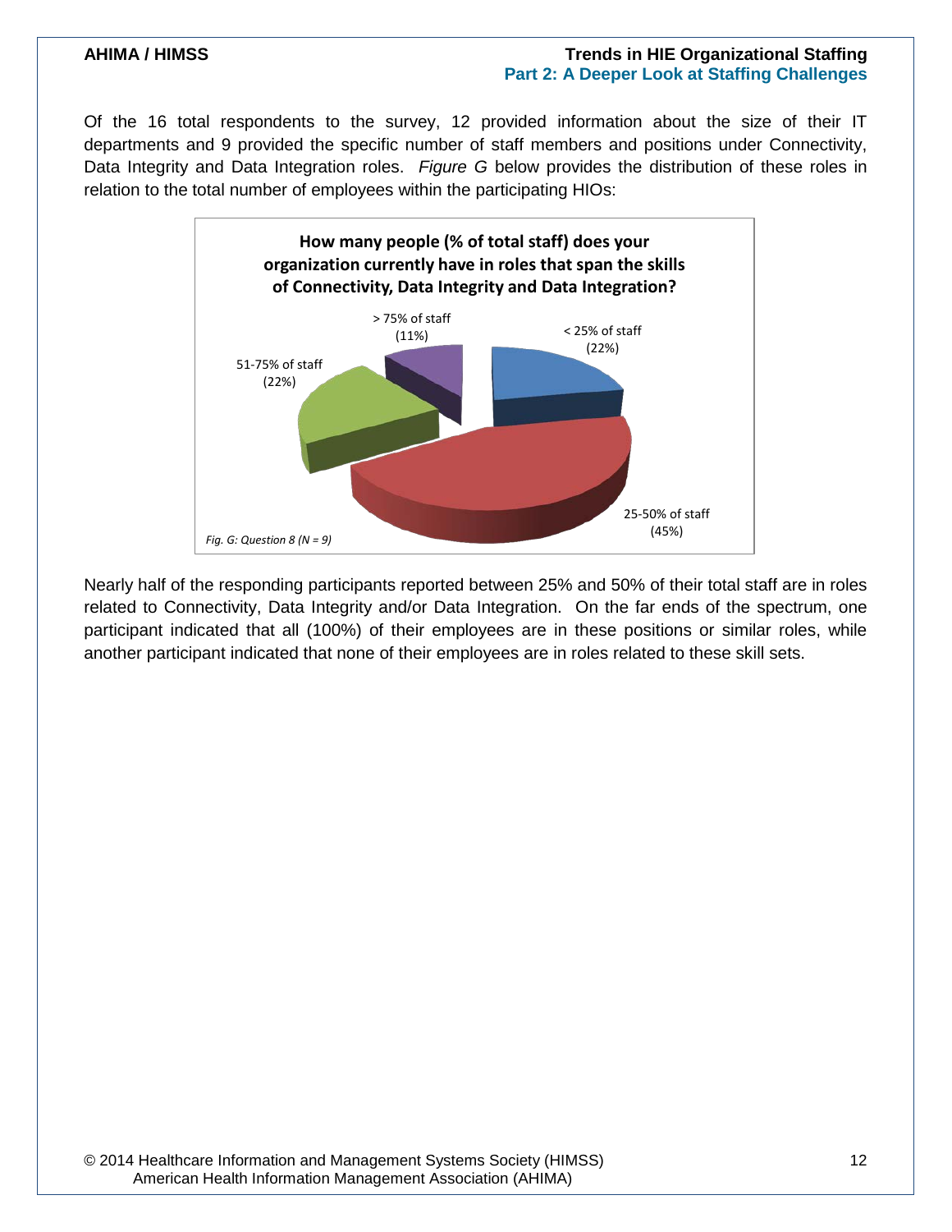Of the 16 total respondents to the survey, 12 provided information about the size of their IT departments and 9 provided the specific number of staff members and positions under Connectivity, Data Integrity and Data Integration roles. *Figure G* below provides the distribution of these roles in relation to the total number of employees within the participating HIOs:

**How many people (% of total staff) does your organization currently have in roles that span the skills of Connectivity, Data Integrity and Data Integration?**

| Response | Percentage |
|---|---|
| < 25% of staff | 22% |
| 25-50% of staff | 45% |
| 51-75% of staff | 22% |
| > 75% of staff | 11% |

*Fig. G: Question 8 (N = 9)*

Nearly half of the responding participants reported between 25% and 50% of their total staff are in roles related to Connectivity, Data Integrity and/or Data Integration. On the far ends of the spectrum, one participant indicated that all (100%) of their employees are in these positions or similar roles, while another participant indicated that none of their employees are in roles related to these skill sets.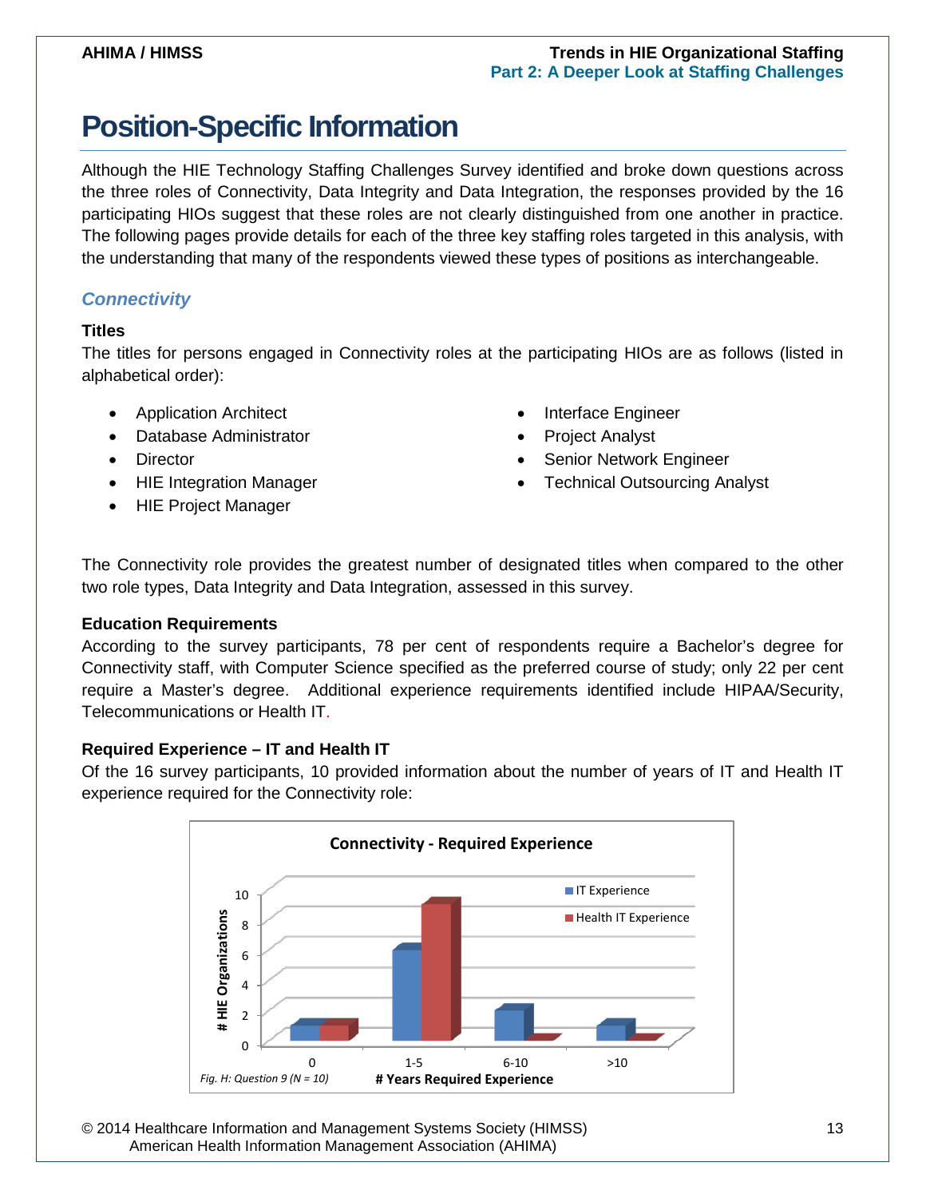# Position-Specific Information

Although the HIE Technology Staffing Challenges Survey identified and broke down questions across the three roles of Connectivity, Data Integrity and Data Integration, the responses provided by the 16 participating HIOs suggest that these roles are not clearly distinguished from one another in practice. The following pages provide details for each of the three key staffing roles targeted in this analysis, with the understanding that many of the respondents viewed these types of positions as interchangeable.

## *Connectivity*

### Titles

The titles for persons engaged in Connectivity roles at the participating HIOs are as follows (listed in alphabetical order):

- Application Architect
- Database Administrator
- Director
- HIE Integration Manager
- HIE Project Manager
- Interface Engineer
- Project Analyst
- Senior Network Engineer
- Technical Outsourcing Analyst

The Connectivity role provides the greatest number of designated titles when compared to the other two role types, Data Integrity and Data Integration, assessed in this survey.

### Education Requirements

According to the survey participants, 78 per cent of respondents require a Bachelor's degree for Connectivity staff, with Computer Science specified as the preferred course of study; only 22 per cent require a Master's degree. Additional experience requirements identified include HIPAA/Security, Telecommunications or Health IT.

### Required Experience – IT and Health IT

Of the 16 survey participants, 10 provided information about the number of years of IT and Health IT experience required for the Connectivity role:

**Connectivity - Required Experience**

| # Years Required Experience | IT Experience | Health IT Experience |
|---|---|---|
| 0 | 1 | 1 |
| 1-5 | 6 | 9 |
| 6-10 | 2 | 0 |
| >10 | 1 | 0 |

*Fig. H: Question 9 (N = 10)*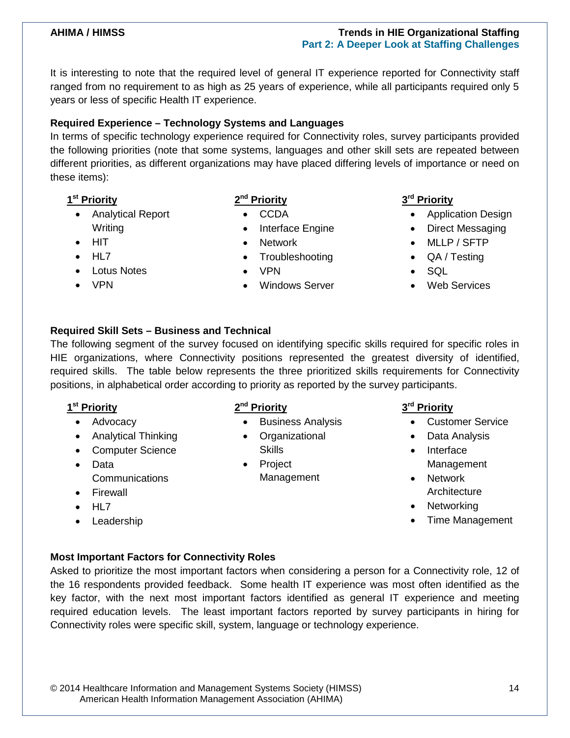It is interesting to note that the required level of general IT experience reported for Connectivity staff ranged from no requirement to as high as 25 years of experience, while all participants required only 5 years or less of specific Health IT experience.

**Required Experience – Technology Systems and Languages**

In terms of specific technology experience required for Connectivity roles, survey participants provided the following priorities (note that some systems, languages and other skill sets are repeated between different priorities, as different organizations may have placed differing levels of importance or need on these items):

**1st Priority**

- Analytical Report Writing
- HIT
- HL7
- Lotus Notes
- VPN

**2nd Priority**

- CCDA
- Interface Engine
- Network
- Troubleshooting
- VPN
- Windows Server

**3rd Priority**

- Application Design
- Direct Messaging
- MLLP / SFTP
- QA / Testing
- SQL
- Web Services

**Required Skill Sets – Business and Technical**

The following segment of the survey focused on identifying specific skills required for specific roles in HIE organizations, where Connectivity positions represented the greatest diversity of identified, required skills. The table below represents the three prioritized skills requirements for Connectivity positions, in alphabetical order according to priority as reported by the survey participants.

**1st Priority**

- Advocacy
- Analytical Thinking
- Computer Science
- Data Communications
- Firewall
- HL7
- Leadership

**2nd Priority**

- Business Analysis
- Organizational Skills
- Project Management

**3rd Priority**

- Customer Service
- Data Analysis
- Interface Management
- Network Architecture
- Networking
- Time Management

**Most Important Factors for Connectivity Roles**

Asked to prioritize the most important factors when considering a person for a Connectivity role, 12 of the 16 respondents provided feedback. Some health IT experience was most often identified as the key factor, with the next most important factors identified as general IT experience and meeting required education levels. The least important factors reported by survey participants in hiring for Connectivity roles were specific skill, system, language or technology experience.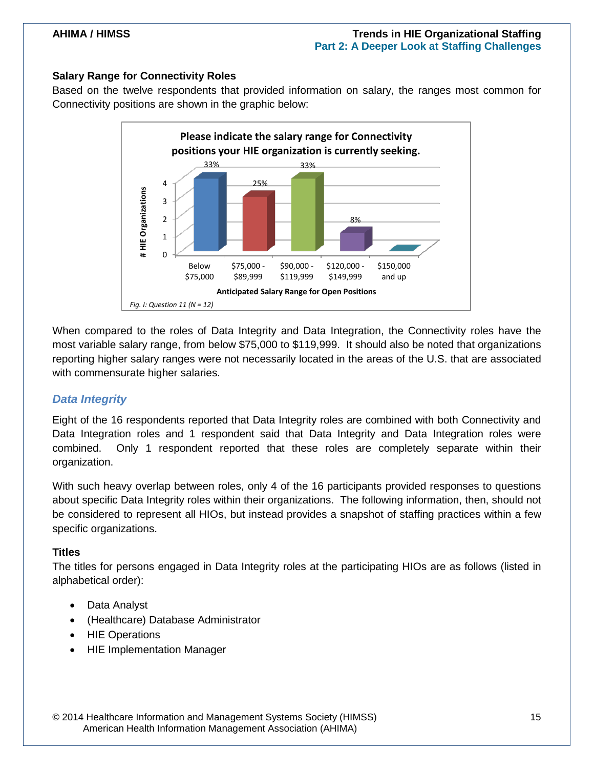### Salary Range for Connectivity Roles

Based on the twelve respondents that provided information on salary, the ranges most common for Connectivity positions are shown in the graphic below:

**Please indicate the salary range for Connectivity positions your HIE organization is currently seeking.**

| Anticipated Salary Range for Open Positions | # HIE Organizations | % |
|---|---|---|
| Below $75,000 | 4 | 33% |
| $75,000 - $89,999 | 3 | 25% |
| $90,000 - $119,999 | 4 | 33% |
| $120,000 - $149,999 | 1 | 8% |
| $150,000 and up | 0 | |

*Fig. I: Question 11 (N = 12)*

When compared to the roles of Data Integrity and Data Integration, the Connectivity roles have the most variable salary range, from below $75,000 to $119,999. It should also be noted that organizations reporting higher salary ranges were not necessarily located in the areas of the U.S. that are associated with commensurate higher salaries.

## *Data Integrity*

Eight of the 16 respondents reported that Data Integrity roles are combined with both Connectivity and Data Integration roles and 1 respondent said that Data Integrity and Data Integration roles were combined. Only 1 respondent reported that these roles are completely separate within their organization.

With such heavy overlap between roles, only 4 of the 16 participants provided responses to questions about specific Data Integrity roles within their organizations. The following information, then, should not be considered to represent all HIOs, but instead provides a snapshot of staffing practices within a few specific organizations.

### Titles

The titles for persons engaged in Data Integrity roles at the participating HIOs are as follows (listed in alphabetical order):

- Data Analyst
- (Healthcare) Database Administrator
- HIE Operations
- HIE Implementation Manager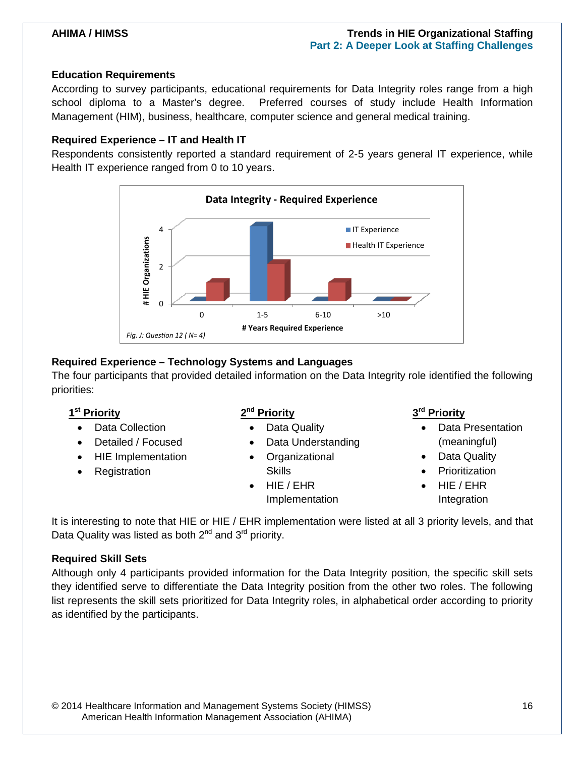### Education Requirements

According to survey participants, educational requirements for Data Integrity roles range from a high school diploma to a Master's degree. Preferred courses of study include Health Information Management (HIM), business, healthcare, computer science and general medical training.

### Required Experience – IT and Health IT

Respondents consistently reported a standard requirement of 2-5 years general IT experience, while Health IT experience ranged from 0 to 10 years.

**Data Integrity - Required Experience**

| # Years Required Experience | IT Experience | Health IT Experience |
|---|---|---|
| 0 | 0 | 1 |
| 1-5 | 4 | 2 |
| 6-10 | 0 | 1 |
| >10 | 0 | 0 |

*Fig. J: Question 12 ( N= 4)*

### Required Experience – Technology Systems and Languages

The four participants that provided detailed information on the Data Integrity role identified the following priorities:

**1st Priority**

- Data Collection
- Detailed / Focused
- HIE Implementation
- Registration

**2nd Priority**

- Data Quality
- Data Understanding
- Organizational Skills
- HIE / EHR Implementation

**3rd Priority**

- Data Presentation (meaningful)
- Data Quality
- Prioritization
- HIE / EHR Integration

It is interesting to note that HIE or HIE / EHR implementation were listed at all 3 priority levels, and that Data Quality was listed as both 2nd and 3rd priority.

### Required Skill Sets

Although only 4 participants provided information for the Data Integrity position, the specific skill sets they identified serve to differentiate the Data Integrity position from the other two roles. The following list represents the skill sets prioritized for Data Integrity roles, in alphabetical order according to priority as identified by the participants.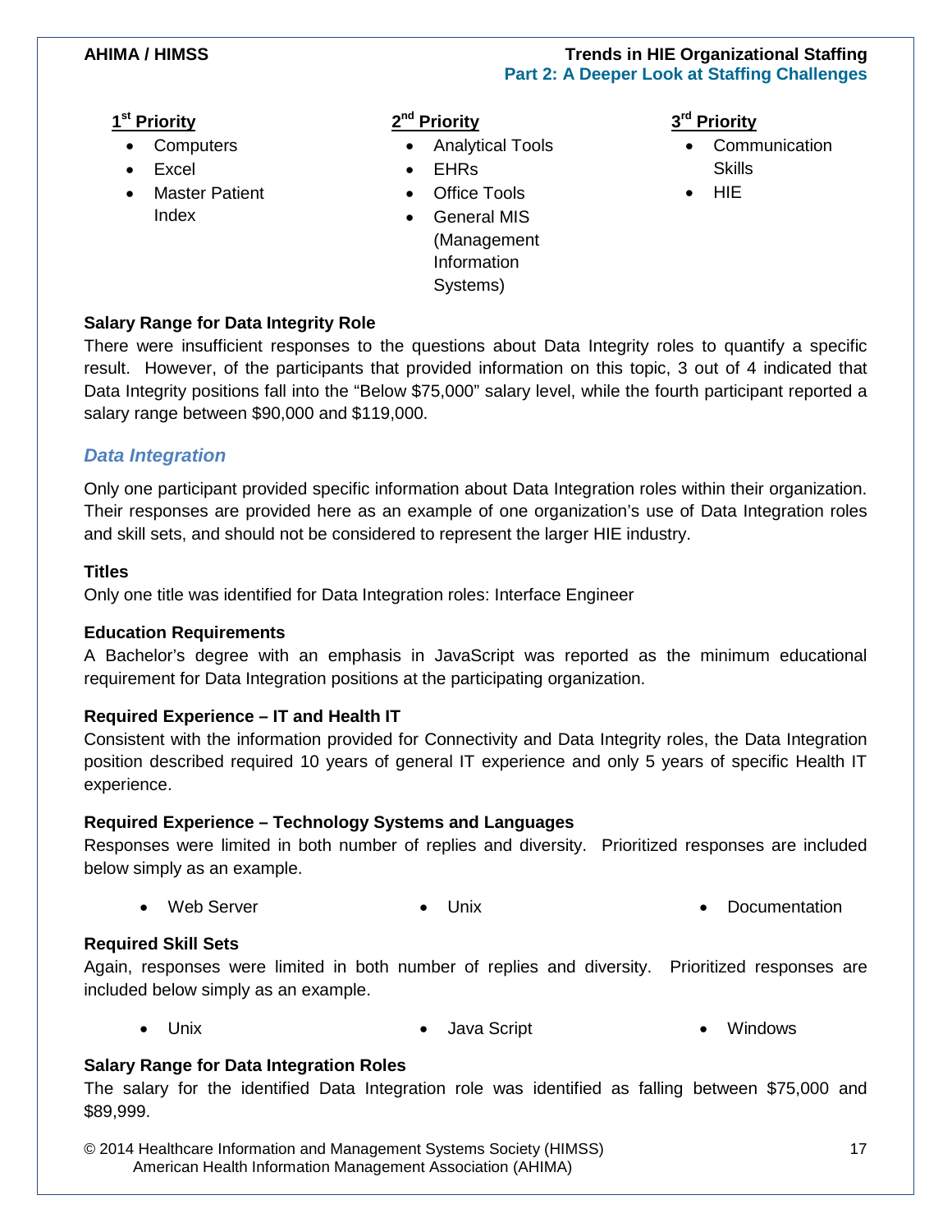**1st Priority**

- Computers
- Excel
- Master Patient Index

**2nd Priority**

- Analytical Tools
- EHRs
- Office Tools
- General MIS (Management Information Systems)

**3rd Priority**

- Communication Skills
- HIE

**Salary Range for Data Integrity Role**

There were insufficient responses to the questions about Data Integrity roles to quantify a specific result. However, of the participants that provided information on this topic, 3 out of 4 indicated that Data Integrity positions fall into the "Below $75,000" salary level, while the fourth participant reported a salary range between $90,000 and $119,000.

### *Data Integration*

Only one participant provided specific information about Data Integration roles within their organization. Their responses are provided here as an example of one organization's use of Data Integration roles and skill sets, and should not be considered to represent the larger HIE industry.

**Titles**

Only one title was identified for Data Integration roles: Interface Engineer

**Education Requirements**

A Bachelor's degree with an emphasis in JavaScript was reported as the minimum educational requirement for Data Integration positions at the participating organization.

**Required Experience – IT and Health IT**

Consistent with the information provided for Connectivity and Data Integrity roles, the Data Integration position described required 10 years of general IT experience and only 5 years of specific Health IT experience.

**Required Experience – Technology Systems and Languages**

Responses were limited in both number of replies and diversity. Prioritized responses are included below simply as an example.

- Web Server
- Unix
- Documentation

**Required Skill Sets**

Again, responses were limited in both number of replies and diversity. Prioritized responses are included below simply as an example.

- Unix
- Java Script
- Windows

**Salary Range for Data Integration Roles**

The salary for the identified Data Integration role was identified as falling between $75,000 and $89,999.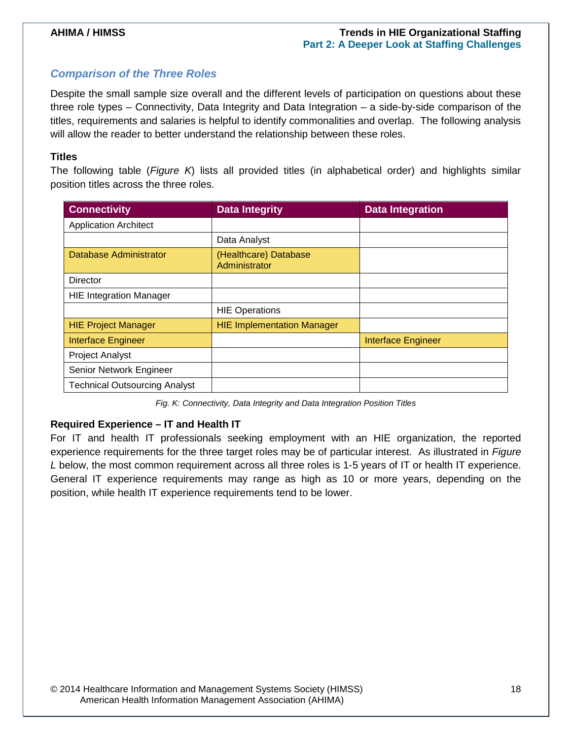### *Comparison of the Three Roles*

Despite the small sample size overall and the different levels of participation on questions about these three role types – Connectivity, Data Integrity and Data Integration – a side-by-side comparison of the titles, requirements and salaries is helpful to identify commonalities and overlap. The following analysis will allow the reader to better understand the relationship between these roles.

**Titles**

The following table (*Figure K*) lists all provided titles (in alphabetical order) and highlights similar position titles across the three roles.

| Connectivity | Data Integrity | Data Integration |
|---|---|---|
| Application Architect | | |
| | Data Analyst | |
| Database Administrator | (Healthcare) Database Administrator | |
| Director | | |
| HIE Integration Manager | | |
| | HIE Operations | |
| HIE Project Manager | HIE Implementation Manager | |
| Interface Engineer | | Interface Engineer |
| Project Analyst | | |
| Senior Network Engineer | | |
| Technical Outsourcing Analyst | | |

*Fig. K: Connectivity, Data Integrity and Data Integration Position Titles*

**Required Experience – IT and Health IT**

For IT and health IT professionals seeking employment with an HIE organization, the reported experience requirements for the three target roles may be of particular interest. As illustrated in *Figure L* below, the most common requirement across all three roles is 1-5 years of IT or health IT experience. General IT experience requirements may range as high as 10 or more years, depending on the position, while health IT experience requirements tend to be lower.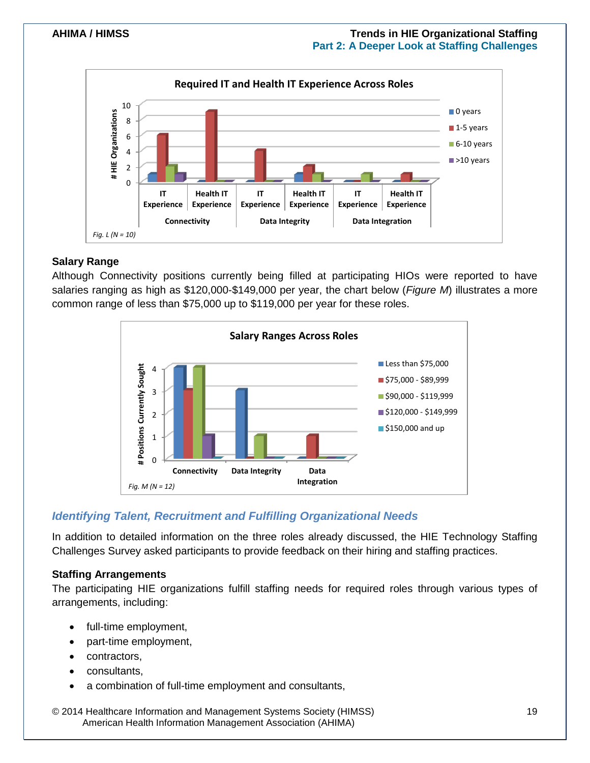**Required IT and Health IT Experience Across Roles**

| | | 0 years | 1-5 years | 6-10 years | >10 years |
|---|---|---|---|---|---|
| Connectivity | IT Experience | 1 | 6 | 2 | 1 |
| | Health IT Experience | 0 | 9 | 0 | 0 |
| Data Integrity | IT Experience | 0 | 4 | 0 | 0 |
| | Health IT Experience | 1 | 2 | 1 | 0 |
| Data Integration | IT Experience | 0 | 0 | 1 | 0 |
| | Health IT Experience | 0 | 1 | 0 | 0 |

*Fig. L (N = 10)*

### Salary Range

Although Connectivity positions currently being filled at participating HIOs were reported to have salaries ranging as high as $120,000-$149,000 per year, the chart below (*Figure M*) illustrates a more common range of less than $75,000 up to $119,000 per year for these roles.

**Salary Ranges Across Roles**

| | Less than $75,000 | $75,000 - $89,999 | $90,000 - $119,999 | $120,000 - $149,999 | $150,000 and up |
|---|---|---|---|---|---|
| Connectivity | 4 | 3 | 4 | 1 | 0 |
| Data Integrity | 3 | 0 | 1 | 0 | 0 |
| Data Integration | 0 | 1 | 0 | 0 | 0 |

*Fig. M (N = 12)*

## *Identifying Talent, Recruitment and Fulfilling Organizational Needs*

In addition to detailed information on the three roles already discussed, the HIE Technology Staffing Challenges Survey asked participants to provide feedback on their hiring and staffing practices.

### Staffing Arrangements

The participating HIE organizations fulfill staffing needs for required roles through various types of arrangements, including:

- full-time employment,
- part-time employment,
- contractors,
- consultants,
- a combination of full-time employment and consultants,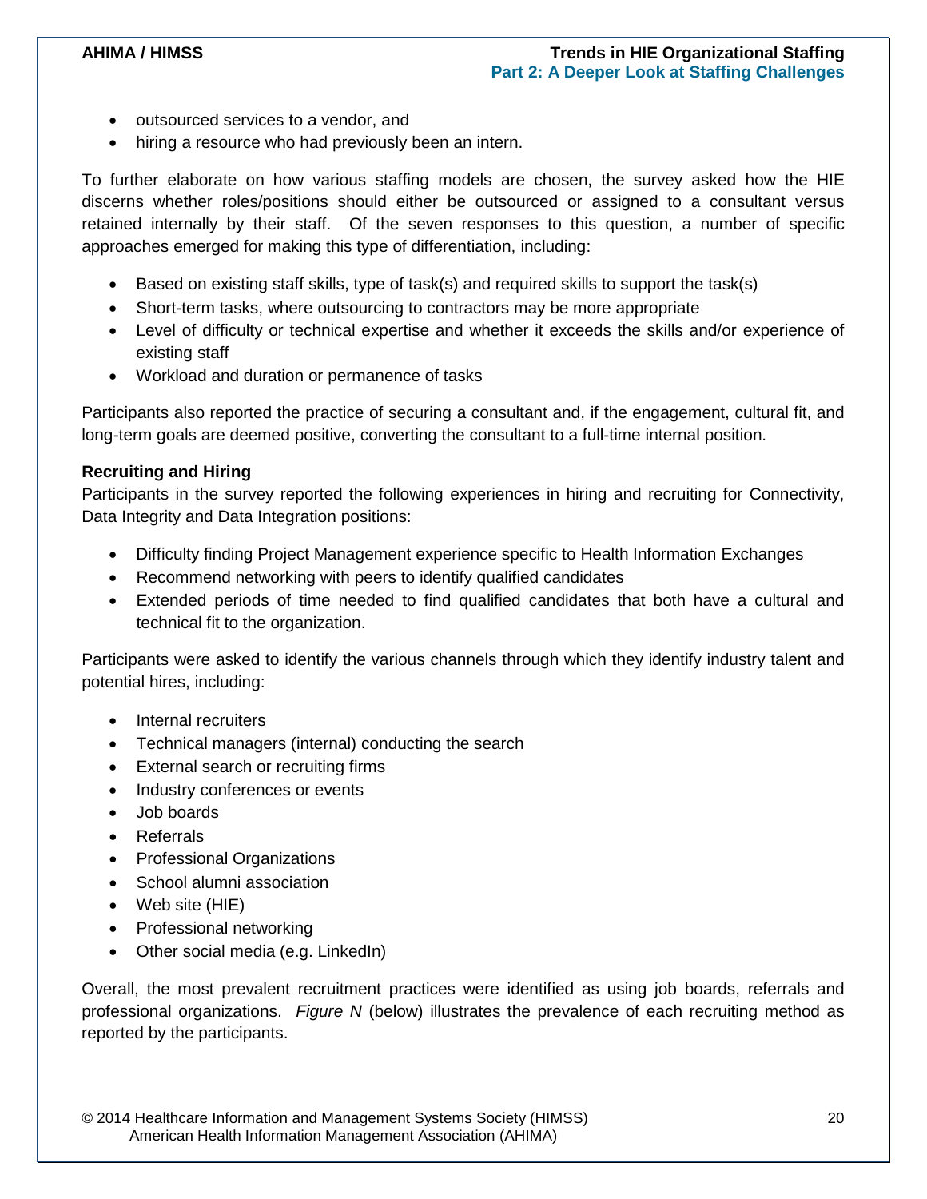- outsourced services to a vendor, and
- hiring a resource who had previously been an intern.

To further elaborate on how various staffing models are chosen, the survey asked how the HIE discerns whether roles/positions should either be outsourced or assigned to a consultant versus retained internally by their staff. Of the seven responses to this question, a number of specific approaches emerged for making this type of differentiation, including:

- Based on existing staff skills, type of task(s) and required skills to support the task(s)
- Short-term tasks, where outsourcing to contractors may be more appropriate
- Level of difficulty or technical expertise and whether it exceeds the skills and/or experience of existing staff
- Workload and duration or permanence of tasks

Participants also reported the practice of securing a consultant and, if the engagement, cultural fit, and long-term goals are deemed positive, converting the consultant to a full-time internal position.

**Recruiting and Hiring**

Participants in the survey reported the following experiences in hiring and recruiting for Connectivity, Data Integrity and Data Integration positions:

- Difficulty finding Project Management experience specific to Health Information Exchanges
- Recommend networking with peers to identify qualified candidates
- Extended periods of time needed to find qualified candidates that both have a cultural and technical fit to the organization.

Participants were asked to identify the various channels through which they identify industry talent and potential hires, including:

- Internal recruiters
- Technical managers (internal) conducting the search
- External search or recruiting firms
- Industry conferences or events
- Job boards
- Referrals
- Professional Organizations
- School alumni association
- Web site (HIE)
- Professional networking
- Other social media (e.g. LinkedIn)

Overall, the most prevalent recruitment practices were identified as using job boards, referrals and professional organizations. *Figure N* (below) illustrates the prevalence of each recruiting method as reported by the participants.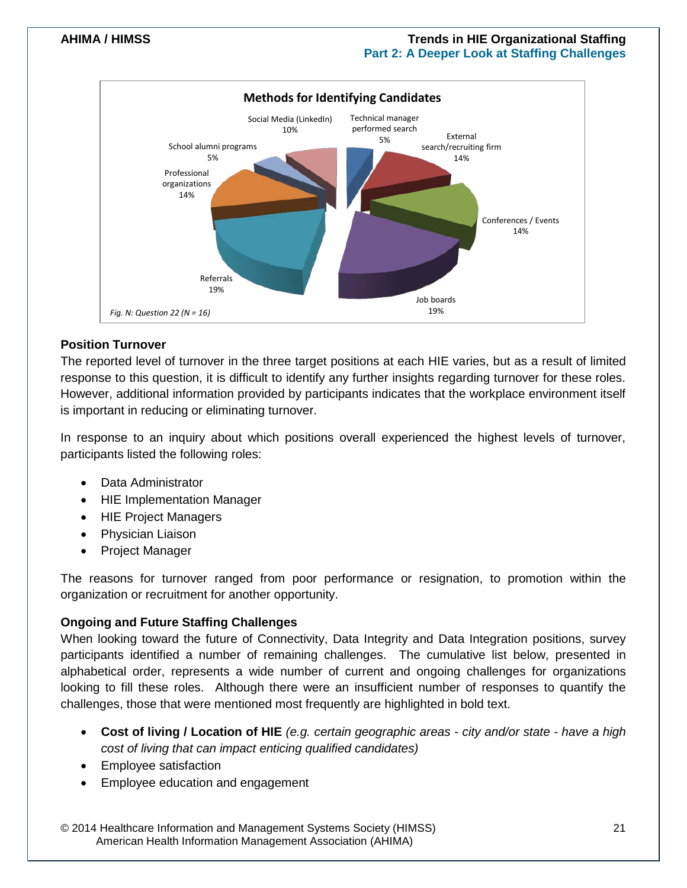**Methods for Identifying Candidates**

| Method | Percentage |
| --- | --- |
| Technical manager performed search | 5% |
| External search/recruiting firm | 14% |
| Conferences / Events | 14% |
| Job boards | 19% |
| Referrals | 19% |
| Professional organizations | 14% |
| School alumni programs | 5% |
| Social Media (LinkedIn) | 10% |

*Fig. N: Question 22 (N = 16)*

### Position Turnover

The reported level of turnover in the three target positions at each HIE varies, but as a result of limited response to this question, it is difficult to identify any further insights regarding turnover for these roles. However, additional information provided by participants indicates that the workplace environment itself is important in reducing or eliminating turnover.

In response to an inquiry about which positions overall experienced the highest levels of turnover, participants listed the following roles:

- Data Administrator
- HIE Implementation Manager
- HIE Project Managers
- Physician Liaison
- Project Manager

The reasons for turnover ranged from poor performance or resignation, to promotion within the organization or recruitment for another opportunity.

### Ongoing and Future Staffing Challenges

When looking toward the future of Connectivity, Data Integrity and Data Integration positions, survey participants identified a number of remaining challenges. The cumulative list below, presented in alphabetical order, represents a wide number of current and ongoing challenges for organizations looking to fill these roles. Although there were an insufficient number of responses to quantify the challenges, those that were mentioned most frequently are highlighted in bold text.

- **Cost of living / Location of HIE** *(e.g. certain geographic areas - city and/or state - have a high cost of living that can impact enticing qualified candidates)*
- Employee satisfaction
- Employee education and engagement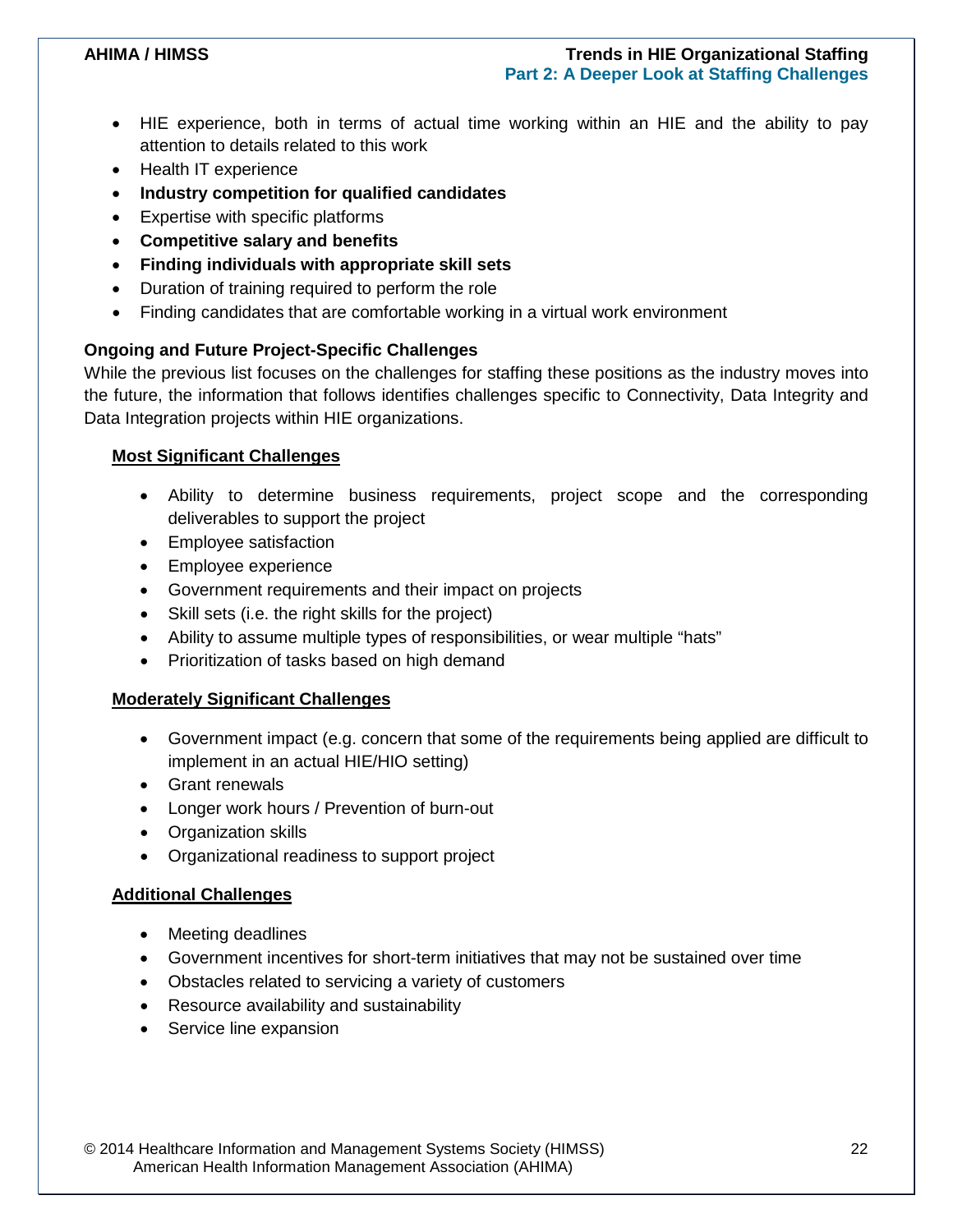- HIE experience, both in terms of actual time working within an HIE and the ability to pay attention to details related to this work
- Health IT experience
- **Industry competition for qualified candidates**
- Expertise with specific platforms
- **Competitive salary and benefits**
- **Finding individuals with appropriate skill sets**
- Duration of training required to perform the role
- Finding candidates that are comfortable working in a virtual work environment

### Ongoing and Future Project-Specific Challenges

While the previous list focuses on the challenges for staffing these positions as the industry moves into the future, the information that follows identifies challenges specific to Connectivity, Data Integrity and Data Integration projects within HIE organizations.

#### Most Significant Challenges

- Ability to determine business requirements, project scope and the corresponding deliverables to support the project
- Employee satisfaction
- Employee experience
- Government requirements and their impact on projects
- Skill sets (i.e. the right skills for the project)
- Ability to assume multiple types of responsibilities, or wear multiple "hats"
- Prioritization of tasks based on high demand

#### Moderately Significant Challenges

- Government impact (e.g. concern that some of the requirements being applied are difficult to implement in an actual HIE/HIO setting)
- Grant renewals
- Longer work hours / Prevention of burn-out
- Organization skills
- Organizational readiness to support project

#### Additional Challenges

- Meeting deadlines
- Government incentives for short-term initiatives that may not be sustained over time
- Obstacles related to servicing a variety of customers
- Resource availability and sustainability
- Service line expansion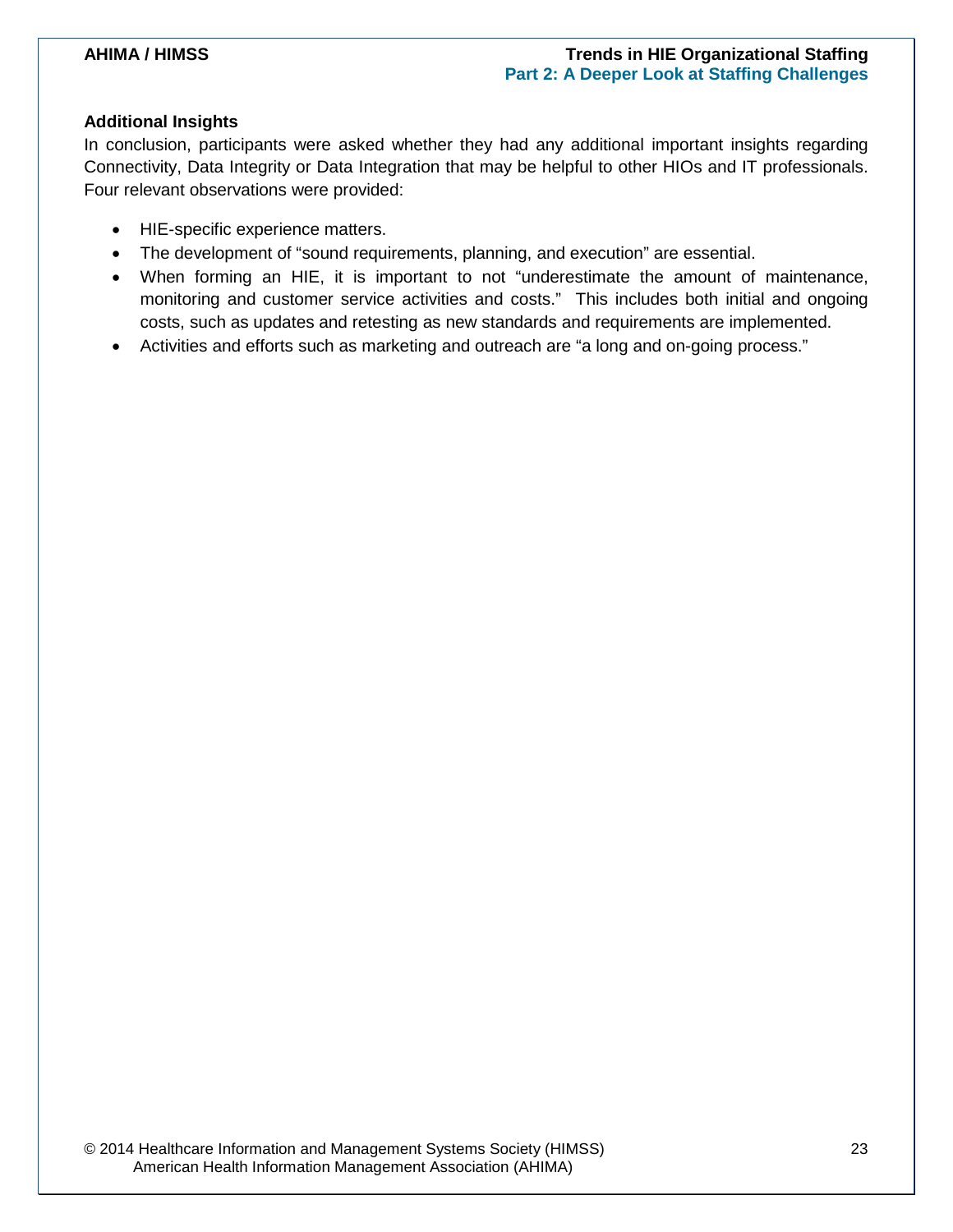### Additional Insights

In conclusion, participants were asked whether they had any additional important insights regarding Connectivity, Data Integrity or Data Integration that may be helpful to other HIOs and IT professionals. Four relevant observations were provided:

- HIE-specific experience matters.
- The development of "sound requirements, planning, and execution" are essential.
- When forming an HIE, it is important to not "underestimate the amount of maintenance, monitoring and customer service activities and costs." This includes both initial and ongoing costs, such as updates and retesting as new standards and requirements are implemented.
- Activities and efforts such as marketing and outreach are "a long and on-going process."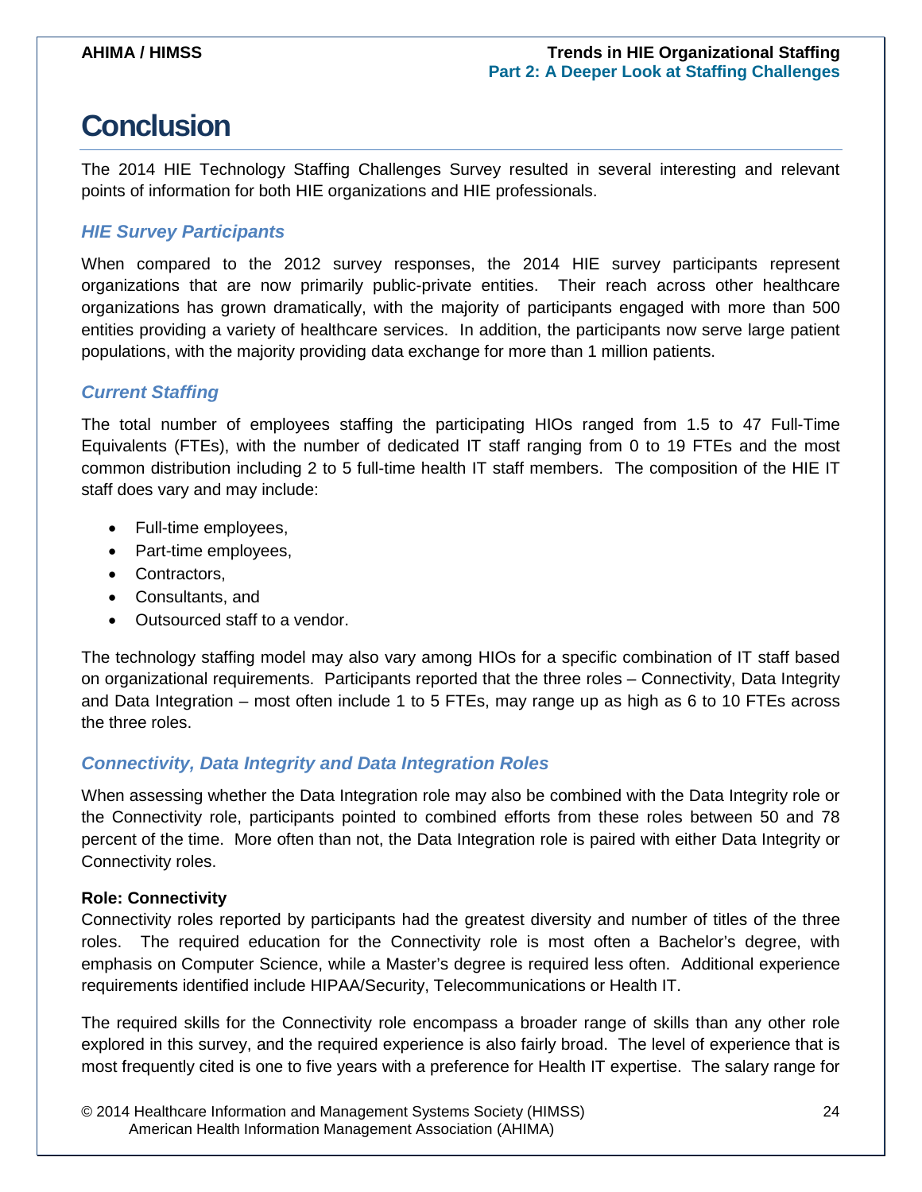# Conclusion

The 2014 HIE Technology Staffing Challenges Survey resulted in several interesting and relevant points of information for both HIE organizations and HIE professionals.

## *HIE Survey Participants*

When compared to the 2012 survey responses, the 2014 HIE survey participants represent organizations that are now primarily public-private entities. Their reach across other healthcare organizations has grown dramatically, with the majority of participants engaged with more than 500 entities providing a variety of healthcare services. In addition, the participants now serve large patient populations, with the majority providing data exchange for more than 1 million patients.

## *Current Staffing*

The total number of employees staffing the participating HIOs ranged from 1.5 to 47 Full-Time Equivalents (FTEs), with the number of dedicated IT staff ranging from 0 to 19 FTEs and the most common distribution including 2 to 5 full-time health IT staff members. The composition of the HIE IT staff does vary and may include:

- Full-time employees,
- Part-time employees,
- Contractors,
- Consultants, and
- Outsourced staff to a vendor.

The technology staffing model may also vary among HIOs for a specific combination of IT staff based on organizational requirements. Participants reported that the three roles – Connectivity, Data Integrity and Data Integration – most often include 1 to 5 FTEs, may range up as high as 6 to 10 FTEs across the three roles.

## *Connectivity, Data Integrity and Data Integration Roles*

When assessing whether the Data Integration role may also be combined with the Data Integrity role or the Connectivity role, participants pointed to combined efforts from these roles between 50 and 78 percent of the time. More often than not, the Data Integration role is paired with either Data Integrity or Connectivity roles.

**Role: Connectivity**

Connectivity roles reported by participants had the greatest diversity and number of titles of the three roles. The required education for the Connectivity role is most often a Bachelor's degree, with emphasis on Computer Science, while a Master's degree is required less often. Additional experience requirements identified include HIPAA/Security, Telecommunications or Health IT.

The required skills for the Connectivity role encompass a broader range of skills than any other role explored in this survey, and the required experience is also fairly broad. The level of experience that is most frequently cited is one to five years with a preference for Health IT expertise. The salary range for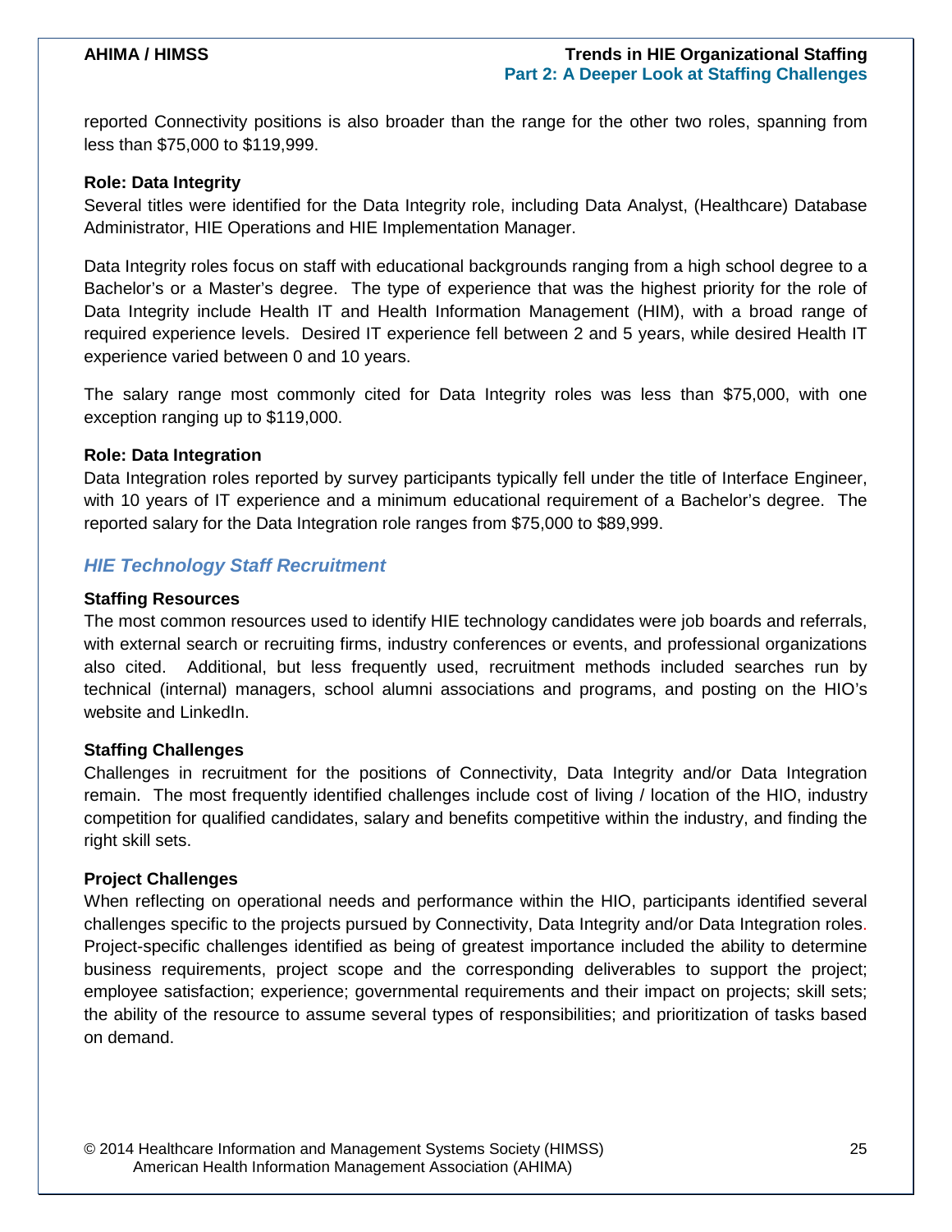reported Connectivity positions is also broader than the range for the other two roles, spanning from less than $75,000 to $119,999.

**Role: Data Integrity**

Several titles were identified for the Data Integrity role, including Data Analyst, (Healthcare) Database Administrator, HIE Operations and HIE Implementation Manager.

Data Integrity roles focus on staff with educational backgrounds ranging from a high school degree to a Bachelor's or a Master's degree. The type of experience that was the highest priority for the role of Data Integrity include Health IT and Health Information Management (HIM), with a broad range of required experience levels. Desired IT experience fell between 2 and 5 years, while desired Health IT experience varied between 0 and 10 years.

The salary range most commonly cited for Data Integrity roles was less than $75,000, with one exception ranging up to $119,000.

**Role: Data Integration**

Data Integration roles reported by survey participants typically fell under the title of Interface Engineer, with 10 years of IT experience and a minimum educational requirement of a Bachelor's degree. The reported salary for the Data Integration role ranges from $75,000 to $89,999.

### *HIE Technology Staff Recruitment*

**Staffing Resources**

The most common resources used to identify HIE technology candidates were job boards and referrals, with external search or recruiting firms, industry conferences or events, and professional organizations also cited. Additional, but less frequently used, recruitment methods included searches run by technical (internal) managers, school alumni associations and programs, and posting on the HIO's website and LinkedIn.

**Staffing Challenges**

Challenges in recruitment for the positions of Connectivity, Data Integrity and/or Data Integration remain. The most frequently identified challenges include cost of living / location of the HIO, industry competition for qualified candidates, salary and benefits competitive within the industry, and finding the right skill sets.

**Project Challenges**

When reflecting on operational needs and performance within the HIO, participants identified several challenges specific to the projects pursued by Connectivity, Data Integrity and/or Data Integration roles. Project-specific challenges identified as being of greatest importance included the ability to determine business requirements, project scope and the corresponding deliverables to support the project; employee satisfaction; experience; governmental requirements and their impact on projects; skill sets; the ability of the resource to assume several types of responsibilities; and prioritization of tasks based on demand.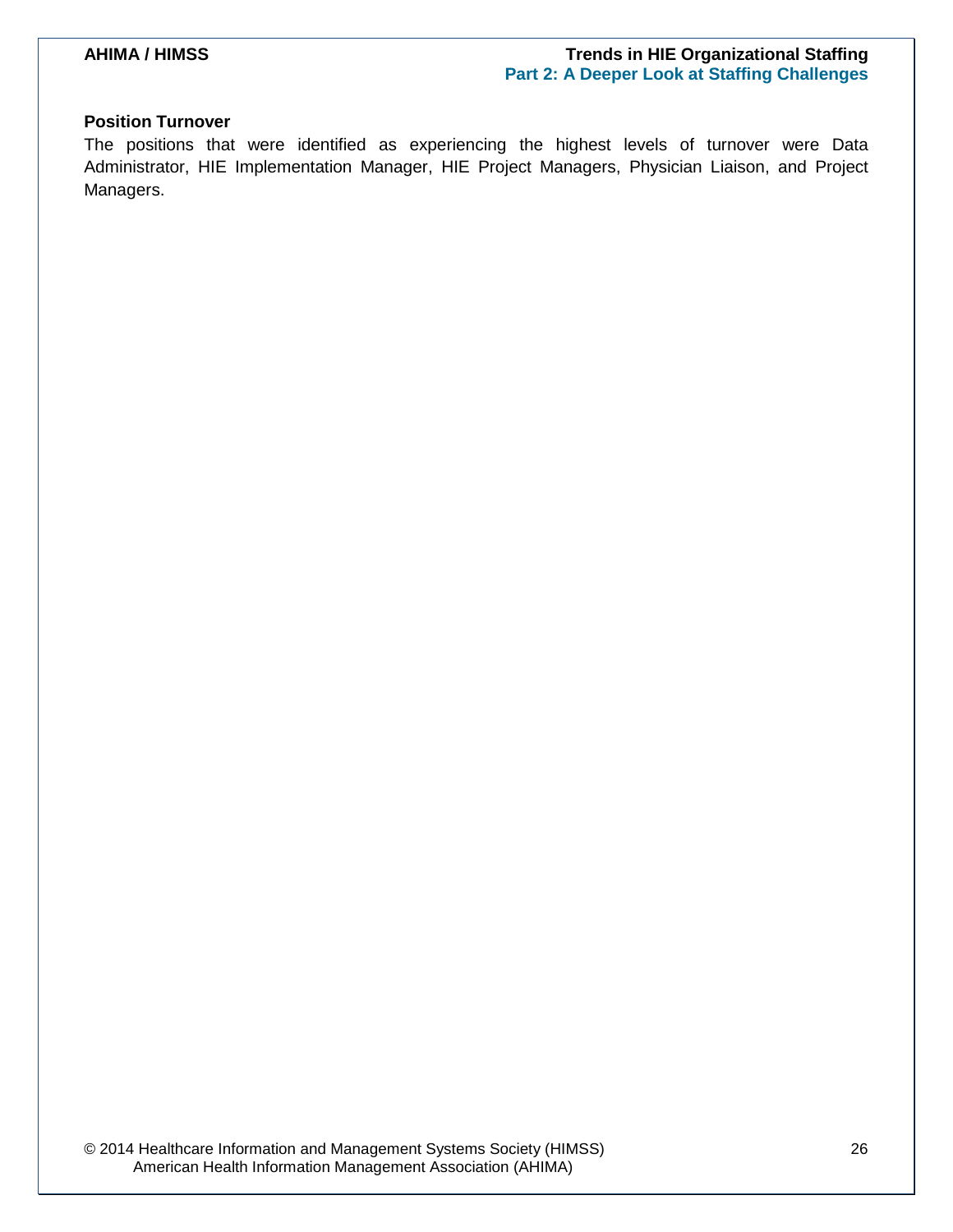### Position Turnover

The positions that were identified as experiencing the highest levels of turnover were Data Administrator, HIE Implementation Manager, HIE Project Managers, Physician Liaison, and Project Managers.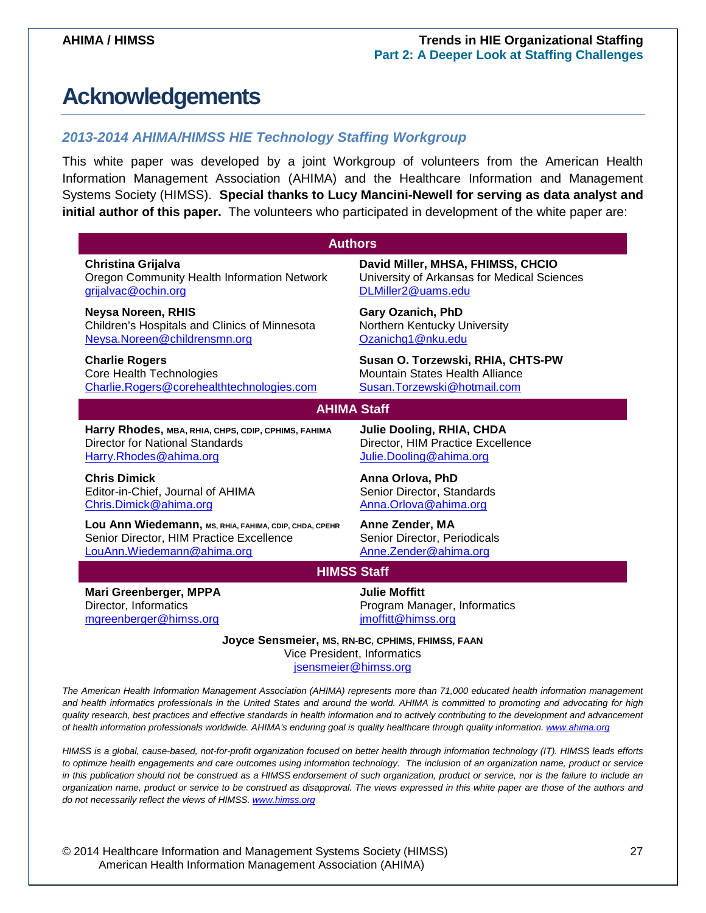# Acknowledgements

## *2013-2014 AHIMA/HIMSS HIE Technology Staffing Workgroup*

This white paper was developed by a joint Workgroup of volunteers from the American Health Information Management Association (AHIMA) and the Healthcare Information and Management Systems Society (HIMSS). **Special thanks to Lucy Mancini-Newell for serving as data analyst and initial author of this paper.** The volunteers who participated in development of the white paper are:

### Authors

**Christina Grijalva**
Oregon Community Health Information Network
grijalvac@ochin.org

**David Miller, MHSA, FHIMSS, CHCIO**
University of Arkansas for Medical Sciences
DLMiller2@uams.edu

**Neysa Noreen, RHIS**
Children's Hospitals and Clinics of Minnesota
Neysa.Noreen@childrensmn.org

**Gary Ozanich, PhD**
Northern Kentucky University
Ozanichg1@nku.edu

**Charlie Rogers**
Core Health Technologies
Charlie.Rogers@corehealthtechnologies.com

**Susan O. Torzewski, RHIA, CHTS-PW**
Mountain States Health Alliance
Susan.Torzewski@hotmail.com

### AHIMA Staff

**Harry Rhodes, MBA, RHIA, CHPS, CDIP, CPHIMS, FAHIMA**
Director for National Standards
Harry.Rhodes@ahima.org

**Julie Dooling, RHIA, CHDA**
Director, HIM Practice Excellence
Julie.Dooling@ahima.org

**Chris Dimick**
Editor-in-Chief, Journal of AHIMA
Chris.Dimick@ahima.org

**Anna Orlova, PhD**
Senior Director, Standards
Anna.Orlova@ahima.org

**Lou Ann Wiedemann, MS, RHIA, FAHIMA, CDIP, CHDA, CPEHR**
Senior Director, HIM Practice Excellence
LouAnn.Wiedemann@ahima.org

**Anne Zender, MA**
Senior Director, Periodicals
Anne.Zender@ahima.org

### HIMSS Staff

**Mari Greenberger, MPPA**
Director, Informatics
mgreenberger@himss.org

**Julie Moffitt**
Program Manager, Informatics
jmoffitt@himss.org

**Joyce Sensmeier, MS, RN-BC, CPHIMS, FHIMSS, FAAN**
Vice President, Informatics
jsensmeier@himss.org

*The American Health Information Management Association (AHIMA) represents more than 71,000 educated health information management and health informatics professionals in the United States and around the world. AHIMA is committed to promoting and advocating for high quality research, best practices and effective standards in health information and to actively contributing to the development and advancement of health information professionals worldwide. AHIMA's enduring goal is quality healthcare through quality information. www.ahima.org*

*HIMSS is a global, cause-based, not-for-profit organization focused on better health through information technology (IT). HIMSS leads efforts to optimize health engagements and care outcomes using information technology. The inclusion of an organization name, product or service in this publication should not be construed as a HIMSS endorsement of such organization, product or service, nor is the failure to include an organization name, product or service to be construed as disapproval. The views expressed in this white paper are those of the authors and do not necessarily reflect the views of HIMSS. www.himss.org*

© 2014 Healthcare Information and Management Systems Society (HIMSS)
American Health Information Management Association (AHIMA)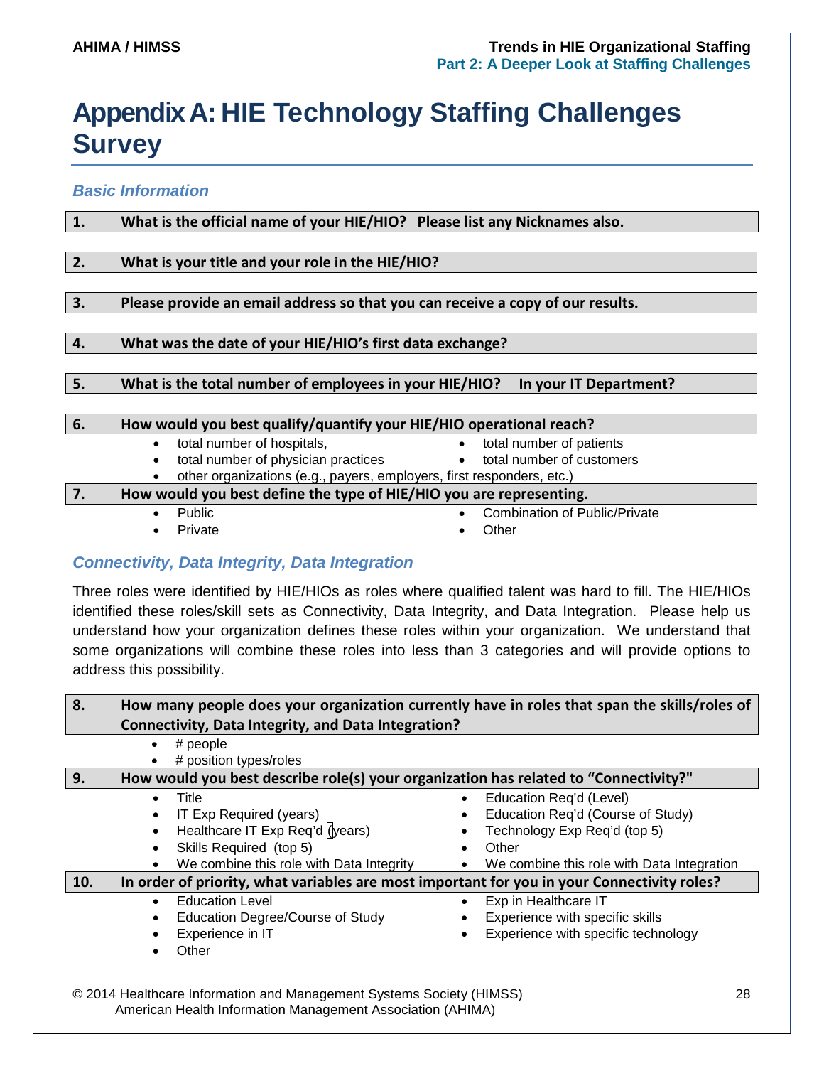# Appendix A: HIE Technology Staffing Challenges Survey

### *Basic Information*

**1. What is the official name of your HIE/HIO? Please list any Nicknames also.**

**2. What is your title and your role in the HIE/HIO?**

**3. Please provide an email address so that you can receive a copy of our results.**

**4. What was the date of your HIE/HIO's first data exchange?**

**5. What is the total number of employees in your HIE/HIO? In your IT Department?**

**6. How would you best qualify/quantify your HIE/HIO operational reach?**

- total number of hospitals,
- total number of physician practices
- total number of patients
- total number of customers
- other organizations (e.g., payers, employers, first responders, etc.)

**7. How would you best define the type of HIE/HIO you are representing.**

- Public
- Private
- Combination of Public/Private
- Other

### *Connectivity, Data Integrity, Data Integration*

Three roles were identified by HIE/HIOs as roles where qualified talent was hard to fill. The HIE/HIOs identified these roles/skill sets as Connectivity, Data Integrity, and Data Integration. Please help us understand how your organization defines these roles within your organization. We understand that some organizations will combine these roles into less than 3 categories and will provide options to address this possibility.

**8. How many people does your organization currently have in roles that span the skills/roles of Connectivity, Data Integrity, and Data Integration?**

- # people
- # position types/roles

**9. How would you best describe role(s) your organization has related to "Connectivity?"**

- Title
- IT Exp Required (years)
- Healthcare IT Exp Req'd (years)
- Skills Required (top 5)
- We combine this role with Data Integrity
- Education Req'd (Level)
- Education Req'd (Course of Study)
- Technology Exp Req'd (top 5)
- Other
- We combine this role with Data Integration

**10. In order of priority, what variables are most important for you in your Connectivity roles?**

- Education Level
- Education Degree/Course of Study
- Experience in IT
- Other
- Exp in Healthcare IT
- Experience with specific skills
- Experience with specific technology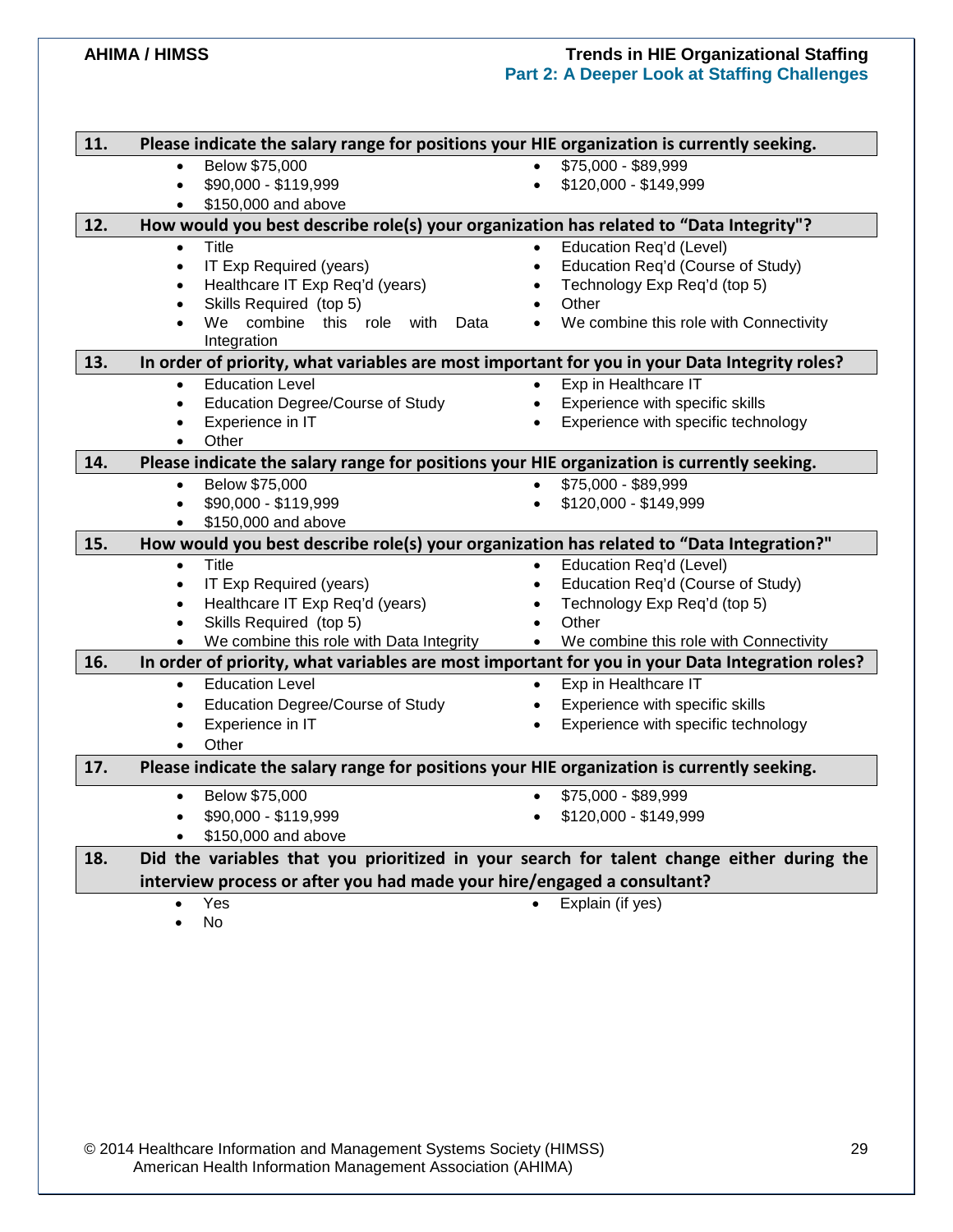**11. Please indicate the salary range for positions your HIE organization is currently seeking.**

- Below $75,000
- $75,000 - $89,999
- $90,000 - $119,999
- $120,000 - $149,999
- $150,000 and above

**12. How would you best describe role(s) your organization has related to "Data Integrity"?**

- Title
- Education Req'd (Level)
- IT Exp Required (years)
- Education Req'd (Course of Study)
- Healthcare IT Exp Req'd (years)
- Technology Exp Req'd (top 5)
- Skills Required (top 5)
- Other
- We combine this role with Data Integration
- We combine this role with Connectivity

**13. In order of priority, what variables are most important for you in your Data Integrity roles?**

- Education Level
- Exp in Healthcare IT
- Education Degree/Course of Study
- Experience with specific skills
- Experience in IT
- Experience with specific technology
- Other

**14. Please indicate the salary range for positions your HIE organization is currently seeking.**

- Below $75,000
- $75,000 - $89,999
- $90,000 - $119,999
- $120,000 - $149,999
- $150,000 and above

**15. How would you best describe role(s) your organization has related to "Data Integration?"**

- Title
- Education Req'd (Level)
- IT Exp Required (years)
- Education Req'd (Course of Study)
- Healthcare IT Exp Req'd (years)
- Technology Exp Req'd (top 5)
- Skills Required (top 5)
- Other
- We combine this role with Data Integrity
- We combine this role with Connectivity

**16. In order of priority, what variables are most important for you in your Data Integration roles?**

- Education Level
- Exp in Healthcare IT
- Education Degree/Course of Study
- Experience with specific skills
- Experience in IT
- Experience with specific technology
- Other

**17. Please indicate the salary range for positions your HIE organization is currently seeking.**

- Below $75,000
- $75,000 - $89,999
- $90,000 - $119,999
- $120,000 - $149,999
- $150,000 and above

**18. Did the variables that you prioritized in your search for talent change either during the interview process or after you had made your hire/engaged a consultant?**

- Yes
- Explain (if yes)
- No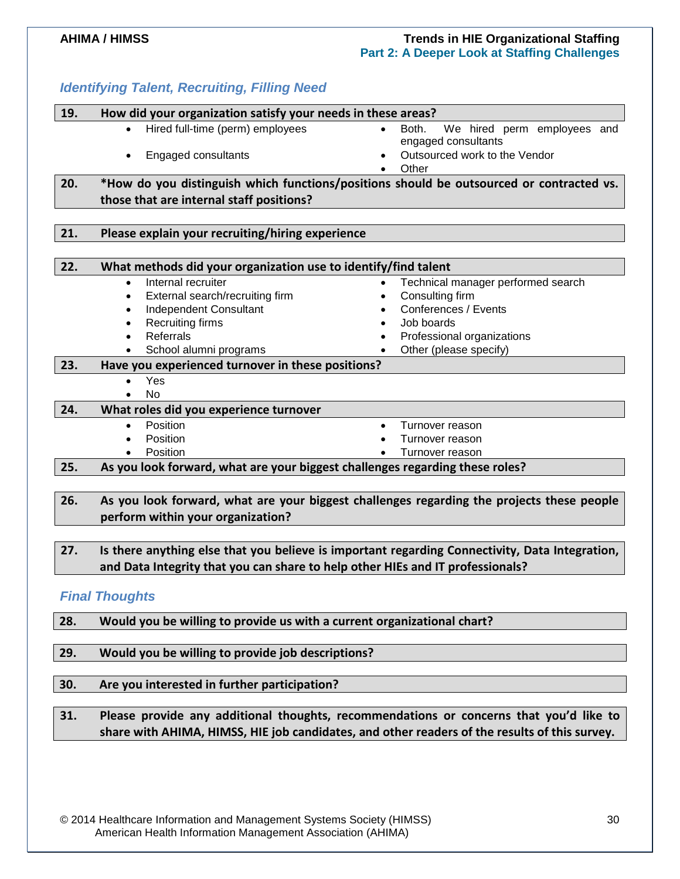### *Identifying Talent, Recruiting, Filling Need*

**19. How did your organization satisfy your needs in these areas?**

- Hired full-time (perm) employees
- Engaged consultants
- Both. We hired perm employees and engaged consultants
- Outsourced work to the Vendor
- Other

**20. *How do you distinguish which functions/positions should be outsourced or contracted vs. those that are internal staff positions?**

**21. Please explain your recruiting/hiring experience**

**22. What methods did your organization use to identify/find talent**

- Internal recruiter
- External search/recruiting firm
- Independent Consultant
- Recruiting firms
- Referrals
- School alumni programs
- Technical manager performed search
- Consulting firm
- Conferences / Events
- Job boards
- Professional organizations
- Other (please specify)

**23. Have you experienced turnover in these positions?**

- Yes
- No

**24. What roles did you experience turnover**

- Position
- Position
- Position
- Turnover reason
- Turnover reason
- Turnover reason

**25. As you look forward, what are your biggest challenges regarding these roles?**

**26. As you look forward, what are your biggest challenges regarding the projects these people perform within your organization?**

**27. Is there anything else that you believe is important regarding Connectivity, Data Integration, and Data Integrity that you can share to help other HIEs and IT professionals?**

### *Final Thoughts*

**28. Would you be willing to provide us with a current organizational chart?**

**29. Would you be willing to provide job descriptions?**

**30. Are you interested in further participation?**

**31. Please provide any additional thoughts, recommendations or concerns that you'd like to share with AHIMA, HIMSS, HIE job candidates, and other readers of the results of this survey.**